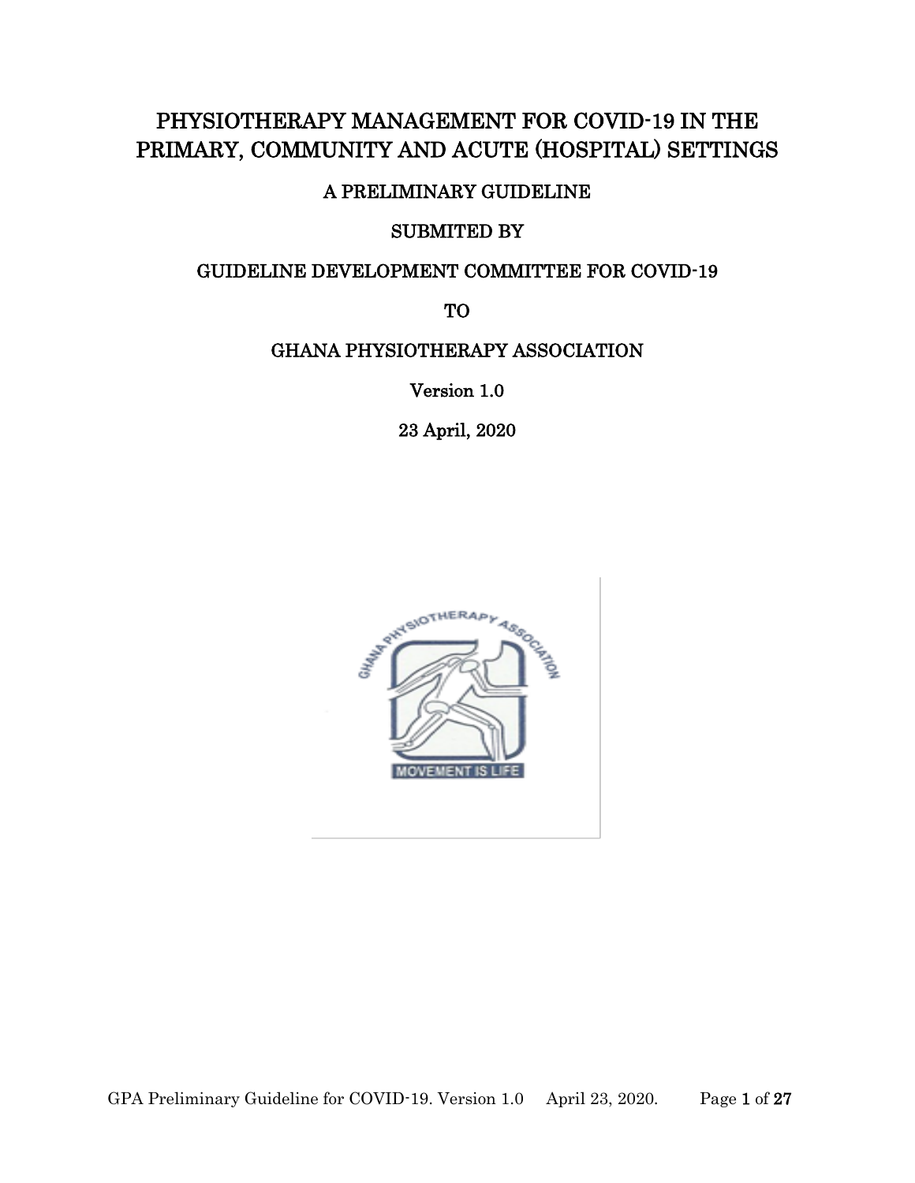# PHYSIOTHERAPY MANAGEMENT FOR COVID-19 IN THE PRIMARY, COMMUNITY AND ACUTE (HOSPITAL) SETTINGS

A PRELIMINARY GUIDELINE

SUBMITED BY

GUIDELINE DEVELOPMENT COMMITTEE FOR COVID-19

TO

GHANA PHYSIOTHERAPY ASSOCIATION

Version 1.0

23 April, 2020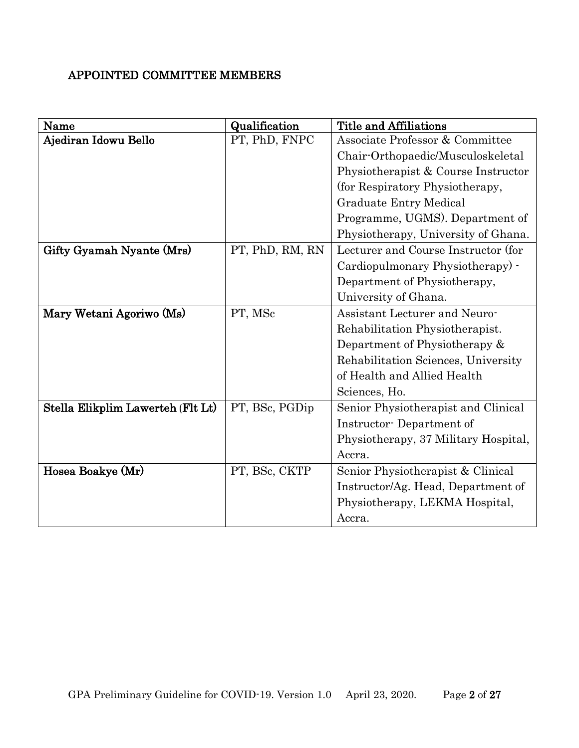## APPOINTED COMMITTEE MEMBERS

| Name | Qualification | Title and Affiliations |
|---|---|---|
| **Ajediran Idowu Bello** | PT, PhD, FNPC | Associate Professor & Committee Chair-Orthopaedic/Musculoskeletal Physiotherapist & Course Instructor (for Respiratory Physiotherapy, Graduate Entry Medical Programme, UGMS). Department of Physiotherapy, University of Ghana. |
| **Gifty Gyamah Nyante (Mrs)** | PT, PhD, RM, RN | Lecturer and Course Instructor (for Cardiopulmonary Physiotherapy) - Department of Physiotherapy, University of Ghana. |
| **Mary Wetani Agoriwo (Ms)** | PT, MSc | Assistant Lecturer and Neuro-Rehabilitation Physiotherapist. Department of Physiotherapy & Rehabilitation Sciences, University of Health and Allied Health Sciences, Ho. |
| **Stella Elikplim Lawerteh (Flt Lt)** | PT, BSc, PGDip | Senior Physiotherapist and Clinical Instructor- Department of Physiotherapy, 37 Military Hospital, Accra. |
| **Hosea Boakye (Mr)** | PT, BSc, CKTP | Senior Physiotherapist & Clinical Instructor/Ag. Head, Department of Physiotherapy, LEKMA Hospital, Accra. |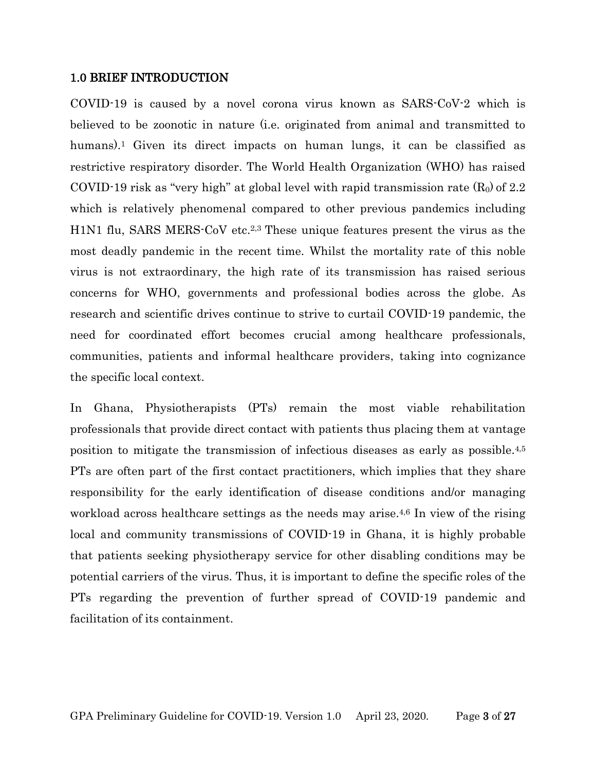## 1.0 BRIEF INTRODUCTION

COVID-19 is caused by a novel corona virus known as SARS-CoV-2 which is believed to be zoonotic in nature (i.e. originated from animal and transmitted to humans).[1] Given its direct impacts on human lungs, it can be classified as restrictive respiratory disorder. The World Health Organization (WHO) has raised COVID-19 risk as "very high" at global level with rapid transmission rate ($R_0$) of 2.2 which is relatively phenomenal compared to other previous pandemics including H1N1 flu, SARS MERS-CoV etc.[2,3] These unique features present the virus as the most deadly pandemic in the recent time. Whilst the mortality rate of this noble virus is not extraordinary, the high rate of its transmission has raised serious concerns for WHO, governments and professional bodies across the globe. As research and scientific drives continue to strive to curtail COVID-19 pandemic, the need for coordinated effort becomes crucial among healthcare professionals, communities, patients and informal healthcare providers, taking into cognizance the specific local context.

In Ghana, Physiotherapists (PTs) remain the most viable rehabilitation professionals that provide direct contact with patients thus placing them at vantage position to mitigate the transmission of infectious diseases as early as possible.[4,5] PTs are often part of the first contact practitioners, which implies that they share responsibility for the early identification of disease conditions and/or managing workload across healthcare settings as the needs may arise.[4,6] In view of the rising local and community transmissions of COVID-19 in Ghana, it is highly probable that patients seeking physiotherapy service for other disabling conditions may be potential carriers of the virus. Thus, it is important to define the specific roles of the PTs regarding the prevention of further spread of COVID-19 pandemic and facilitation of its containment.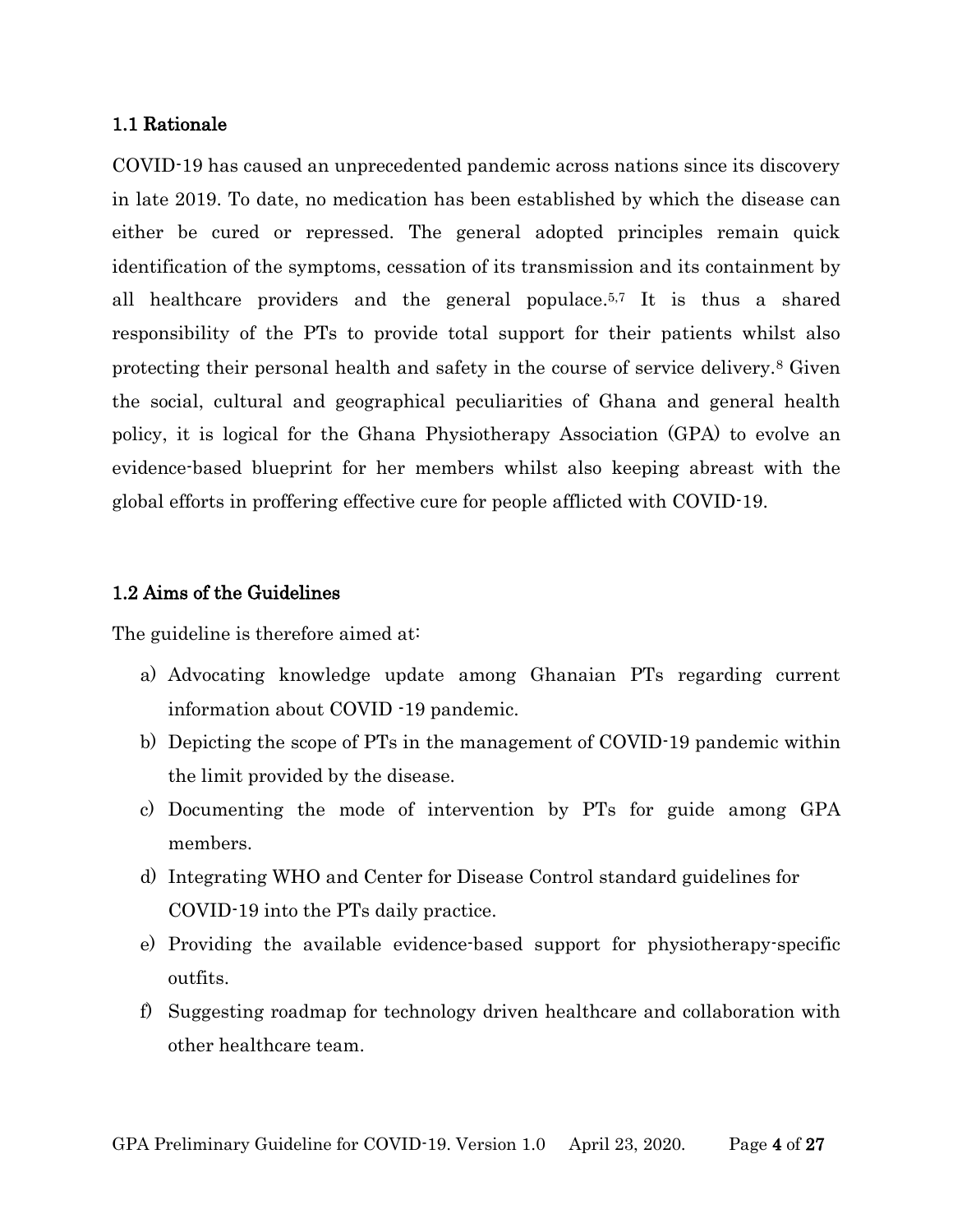## 1.1 Rationale

COVID-19 has caused an unprecedented pandemic across nations since its discovery in late 2019. To date, no medication has been established by which the disease can either be cured or repressed. The general adopted principles remain quick identification of the symptoms, cessation of its transmission and its containment by all healthcare providers and the general populace.[5,7] It is thus a shared responsibility of the PTs to provide total support for their patients whilst also protecting their personal health and safety in the course of service delivery.[8] Given the social, cultural and geographical peculiarities of Ghana and general health policy, it is logical for the Ghana Physiotherapy Association (GPA) to evolve an evidence-based blueprint for her members whilst also keeping abreast with the global efforts in proffering effective cure for people afflicted with COVID-19.

## 1.2 Aims of the Guidelines

The guideline is therefore aimed at:

a) Advocating knowledge update among Ghanaian PTs regarding current information about COVID -19 pandemic.
b) Depicting the scope of PTs in the management of COVID-19 pandemic within the limit provided by the disease.
c) Documenting the mode of intervention by PTs for guide among GPA members.
d) Integrating WHO and Center for Disease Control standard guidelines for COVID-19 into the PTs daily practice.
e) Providing the available evidence-based support for physiotherapy-specific outfits.
f) Suggesting roadmap for technology driven healthcare and collaboration with other healthcare team.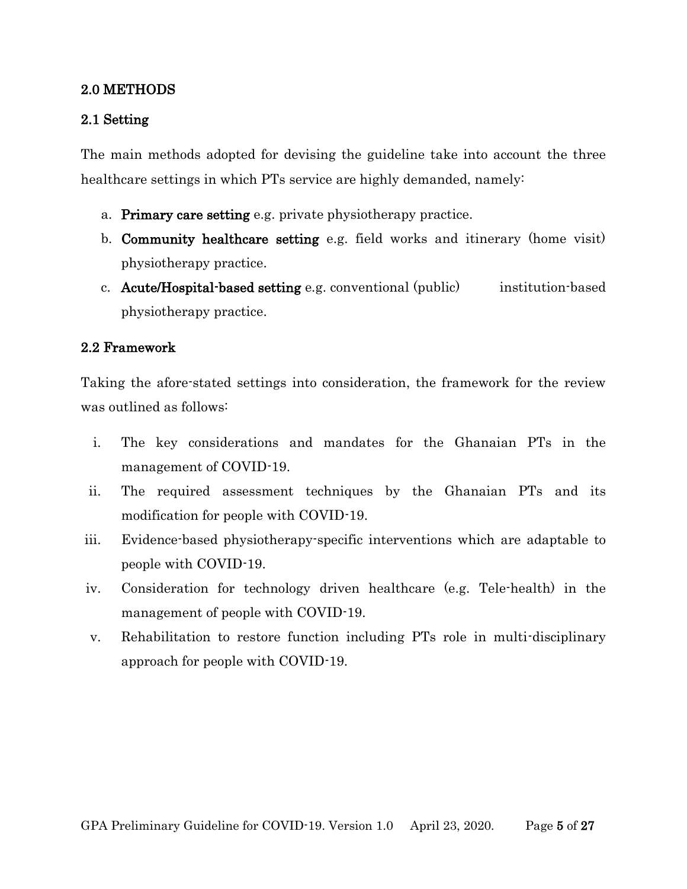## 2.0 METHODS

### 2.1 Setting

The main methods adopted for devising the guideline take into account the three healthcare settings in which PTs service are highly demanded, namely:

a. **Primary care setting** e.g. private physiotherapy practice.
b. **Community healthcare setting** e.g. field works and itinerary (home visit) physiotherapy practice.
c. **Acute/Hospital-based setting** e.g. conventional (public) institution-based physiotherapy practice.

### 2.2 Framework

Taking the afore-stated settings into consideration, the framework for the review was outlined as follows:

i. The key considerations and mandates for the Ghanaian PTs in the management of COVID-19.
ii. The required assessment techniques by the Ghanaian PTs and its modification for people with COVID-19.
iii. Evidence-based physiotherapy-specific interventions which are adaptable to people with COVID-19.
iv. Consideration for technology driven healthcare (e.g. Tele-health) in the management of people with COVID-19.
v. Rehabilitation to restore function including PTs role in multi-disciplinary approach for people with COVID-19.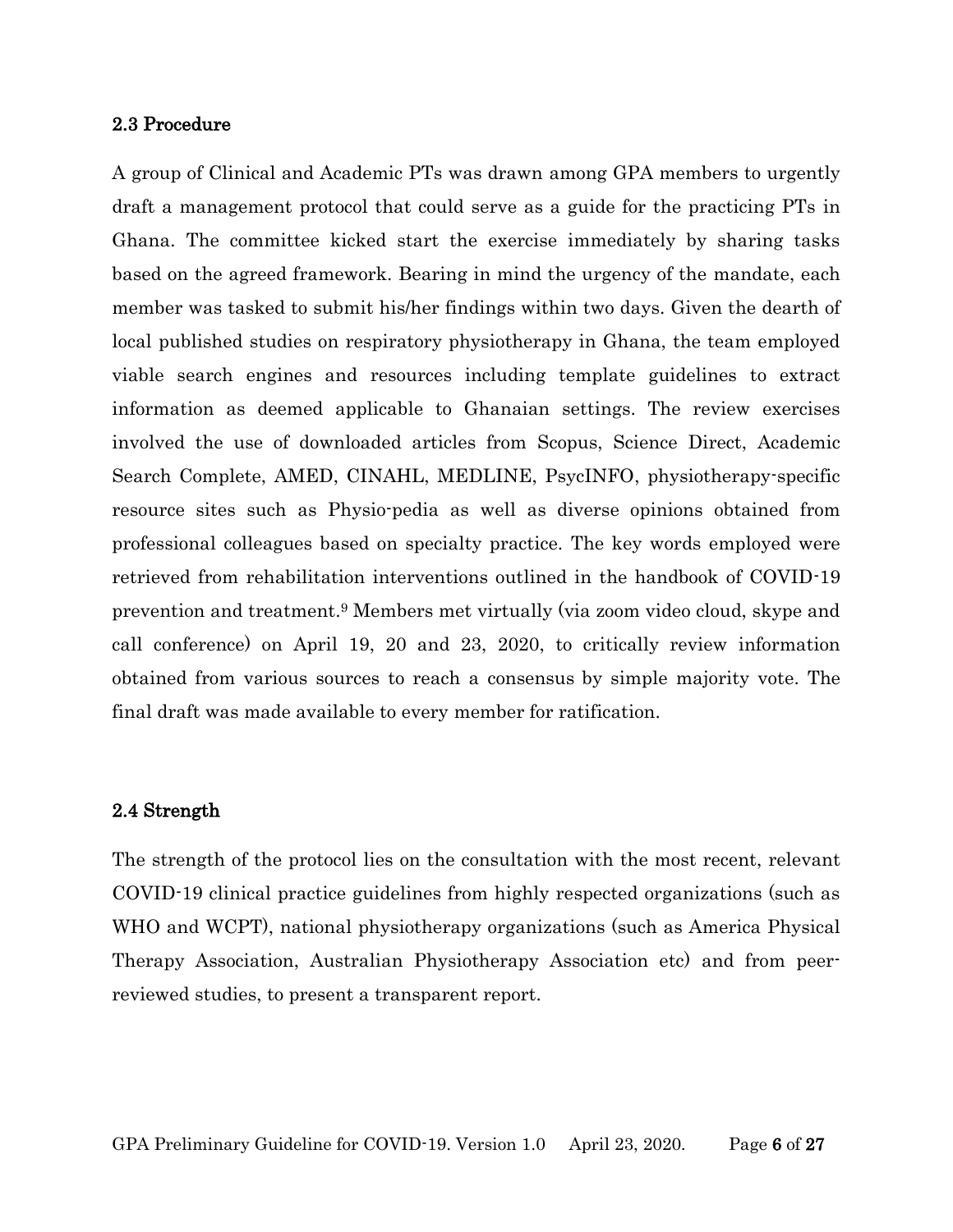## 2.3 Procedure

A group of Clinical and Academic PTs was drawn among GPA members to urgently draft a management protocol that could serve as a guide for the practicing PTs in Ghana. The committee kicked start the exercise immediately by sharing tasks based on the agreed framework. Bearing in mind the urgency of the mandate, each member was tasked to submit his/her findings within two days. Given the dearth of local published studies on respiratory physiotherapy in Ghana, the team employed viable search engines and resources including template guidelines to extract information as deemed applicable to Ghanaian settings. The review exercises involved the use of downloaded articles from Scopus, Science Direct, Academic Search Complete, AMED, CINAHL, MEDLINE, PsycINFO, physiotherapy-specific resource sites such as Physio-pedia as well as diverse opinions obtained from professional colleagues based on specialty practice. The key words employed were retrieved from rehabilitation interventions outlined in the handbook of COVID-19 prevention and treatment.[9] Members met virtually (via zoom video cloud, skype and call conference) on April 19, 20 and 23, 2020, to critically review information obtained from various sources to reach a consensus by simple majority vote. The final draft was made available to every member for ratification.

## 2.4 Strength

The strength of the protocol lies on the consultation with the most recent, relevant COVID-19 clinical practice guidelines from highly respected organizations (such as WHO and WCPT), national physiotherapy organizations (such as America Physical Therapy Association, Australian Physiotherapy Association etc) and from peer-reviewed studies, to present a transparent report.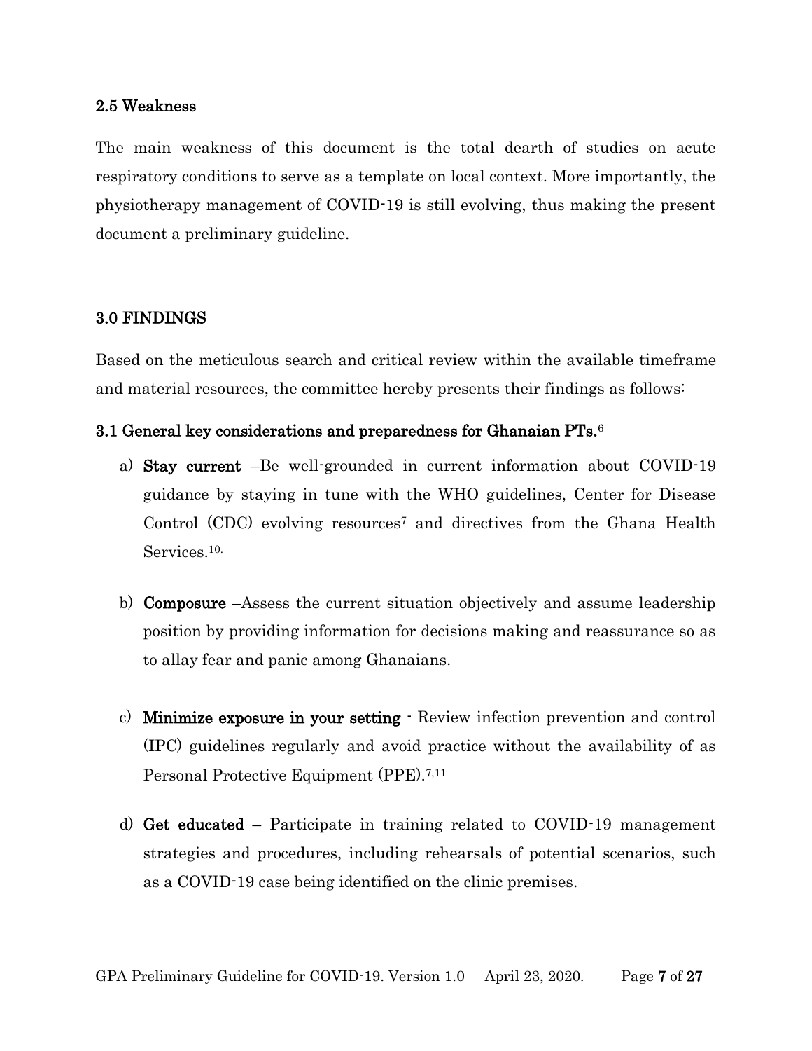### 2.5 Weakness

The main weakness of this document is the total dearth of studies on acute respiratory conditions to serve as a template on local context. More importantly, the physiotherapy management of COVID-19 is still evolving, thus making the present document a preliminary guideline.

## 3.0 FINDINGS

Based on the meticulous search and critical review within the available timeframe and material resources, the committee hereby presents their findings as follows:

### 3.1 General key considerations and preparedness for Ghanaian PTs.[6]

a) **Stay current** –Be well-grounded in current information about COVID-19 guidance by staying in tune with the WHO guidelines, Center for Disease Control (CDC) evolving resources[7] and directives from the Ghana Health Services.[10.]

b) **Composure** –Assess the current situation objectively and assume leadership position by providing information for decisions making and reassurance so as to allay fear and panic among Ghanaians.

c) **Minimize exposure in your setting** - Review infection prevention and control (IPC) guidelines regularly and avoid practice without the availability of as Personal Protective Equipment (PPE).[7,11]

d) **Get educated** – Participate in training related to COVID-19 management strategies and procedures, including rehearsals of potential scenarios, such as a COVID-19 case being identified on the clinic premises.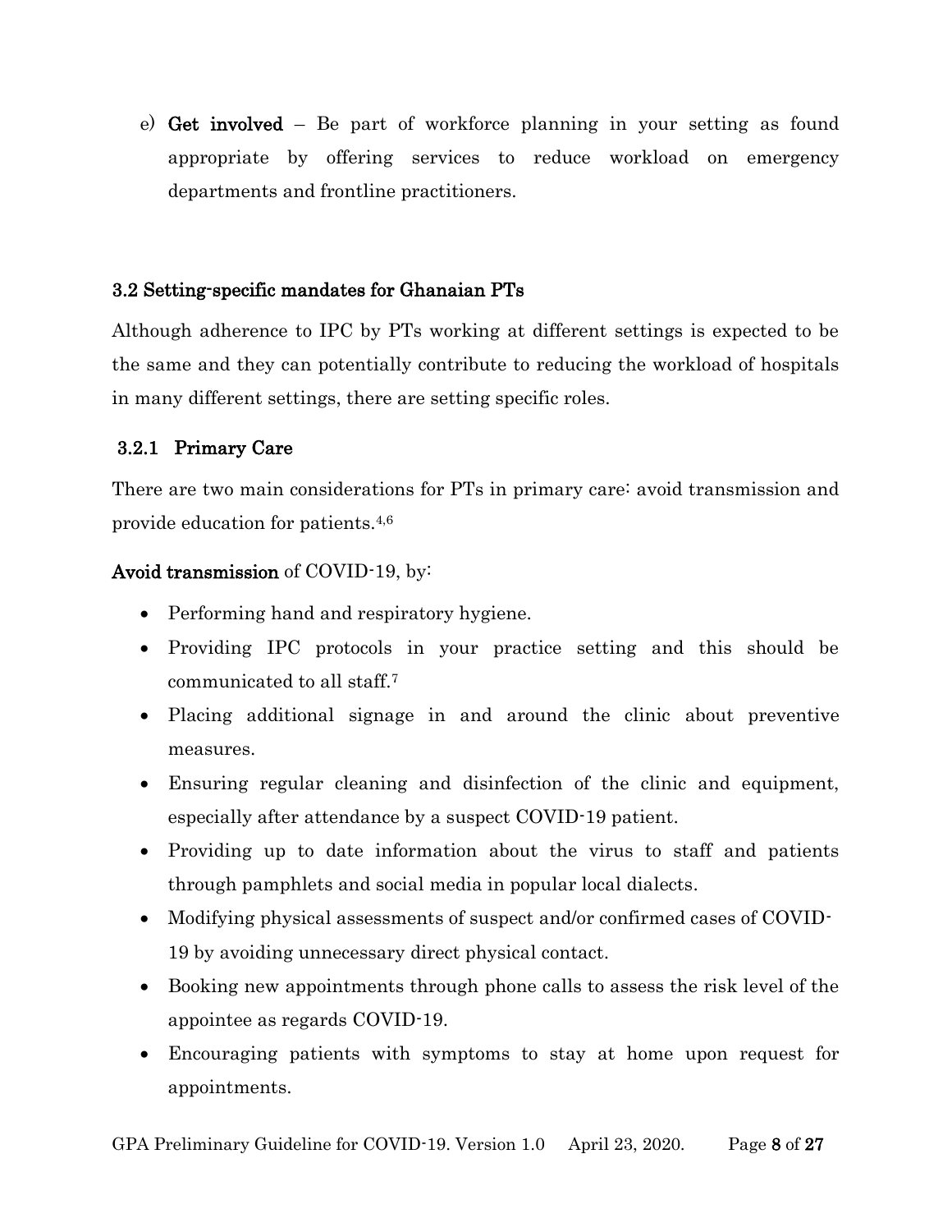e) **Get involved** – Be part of workforce planning in your setting as found appropriate by offering services to reduce workload on emergency departments and frontline practitioners.

### 3.2 Setting-specific mandates for Ghanaian PTs

Although adherence to IPC by PTs working at different settings is expected to be the same and they can potentially contribute to reducing the workload of hospitals in many different settings, there are setting specific roles.

#### 3.2.1 Primary Care

There are two main considerations for PTs in primary care: avoid transmission and provide education for patients.[4,6]

**Avoid transmission** of COVID-19, by:

- Performing hand and respiratory hygiene.
- Providing IPC protocols in your practice setting and this should be communicated to all staff.[7]
- Placing additional signage in and around the clinic about preventive measures.
- Ensuring regular cleaning and disinfection of the clinic and equipment, especially after attendance by a suspect COVID-19 patient.
- Providing up to date information about the virus to staff and patients through pamphlets and social media in popular local dialects.
- Modifying physical assessments of suspect and/or confirmed cases of COVID-19 by avoiding unnecessary direct physical contact.
- Booking new appointments through phone calls to assess the risk level of the appointee as regards COVID-19.
- Encouraging patients with symptoms to stay at home upon request for appointments.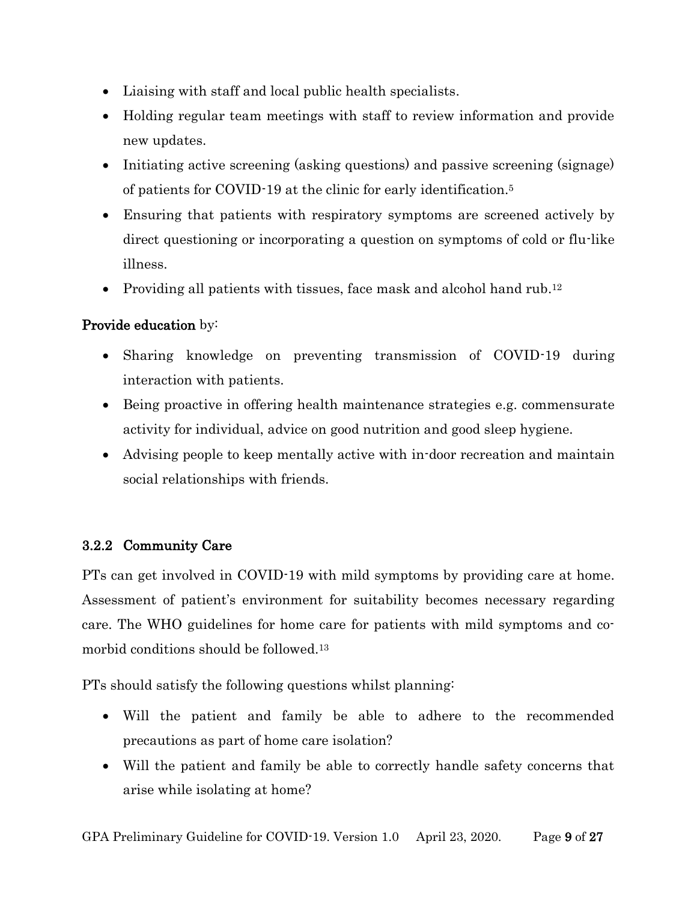- Liaising with staff and local public health specialists.
- Holding regular team meetings with staff to review information and provide new updates.
- Initiating active screening (asking questions) and passive screening (signage) of patients for COVID-19 at the clinic for early identification.[5]
- Ensuring that patients with respiratory symptoms are screened actively by direct questioning or incorporating a question on symptoms of cold or flu-like illness.
- Providing all patients with tissues, face mask and alcohol hand rub.[12]

**Provide education** by:

- Sharing knowledge on preventing transmission of COVID-19 during interaction with patients.
- Being proactive in offering health maintenance strategies e.g. commensurate activity for individual, advice on good nutrition and good sleep hygiene.
- Advising people to keep mentally active with in-door recreation and maintain social relationships with friends.

#### 3.2.2 Community Care

PTs can get involved in COVID-19 with mild symptoms by providing care at home. Assessment of patient's environment for suitability becomes necessary regarding care. The WHO guidelines for home care for patients with mild symptoms and co-morbid conditions should be followed.[13]

PTs should satisfy the following questions whilst planning:

- Will the patient and family be able to adhere to the recommended precautions as part of home care isolation?
- Will the patient and family be able to correctly handle safety concerns that arise while isolating at home?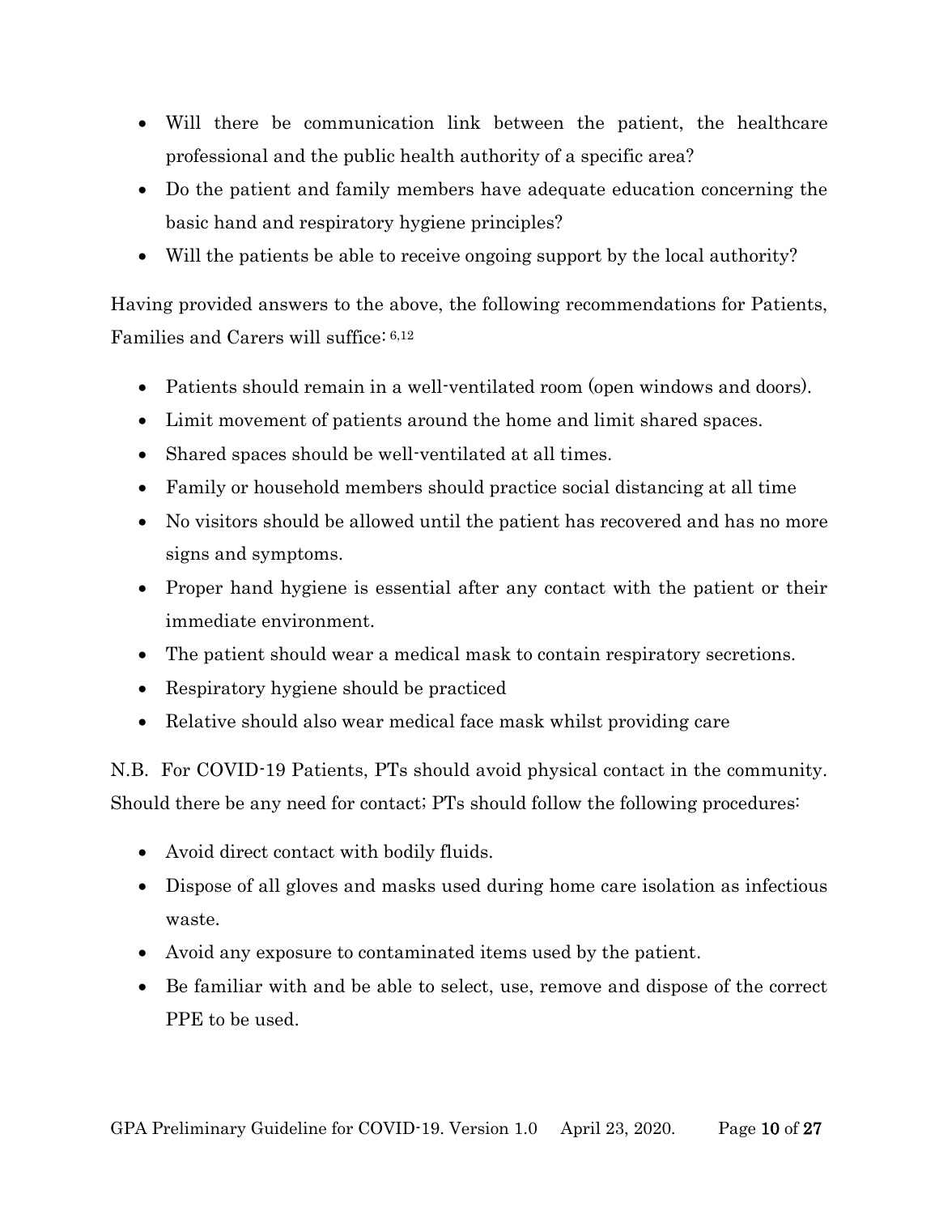- Will there be communication link between the patient, the healthcare professional and the public health authority of a specific area?
- Do the patient and family members have adequate education concerning the basic hand and respiratory hygiene principles?
- Will the patients be able to receive ongoing support by the local authority?

Having provided answers to the above, the following recommendations for Patients, Families and Carers will suffice: [6,12]

- Patients should remain in a well-ventilated room (open windows and doors).
- Limit movement of patients around the home and limit shared spaces.
- Shared spaces should be well-ventilated at all times.
- Family or household members should practice social distancing at all time
- No visitors should be allowed until the patient has recovered and has no more signs and symptoms.
- Proper hand hygiene is essential after any contact with the patient or their immediate environment.
- The patient should wear a medical mask to contain respiratory secretions.
- Respiratory hygiene should be practiced
- Relative should also wear medical face mask whilst providing care

N.B. For COVID-19 Patients, PTs should avoid physical contact in the community. Should there be any need for contact; PTs should follow the following procedures:

- Avoid direct contact with bodily fluids.
- Dispose of all gloves and masks used during home care isolation as infectious waste.
- Avoid any exposure to contaminated items used by the patient.
- Be familiar with and be able to select, use, remove and dispose of the correct PPE to be used.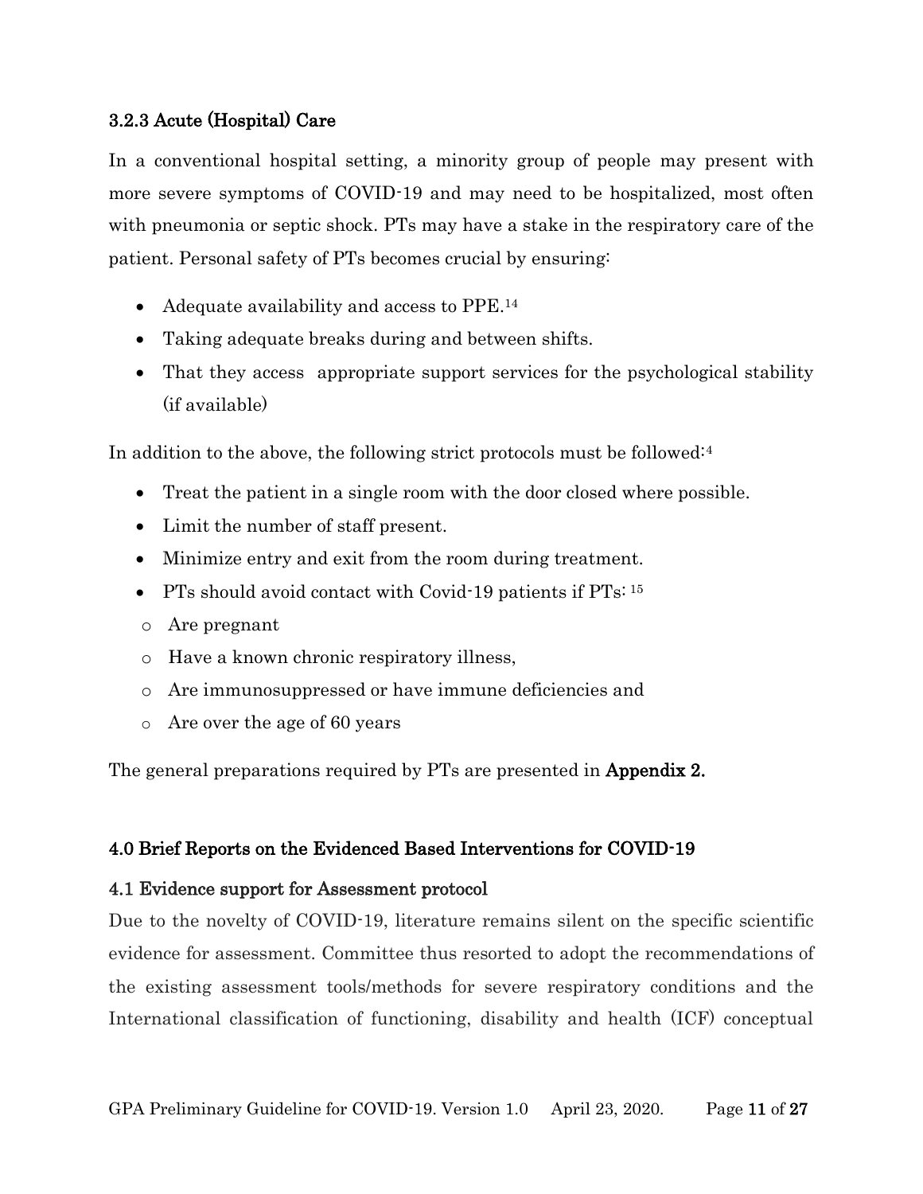### 3.2.3 Acute (Hospital) Care

In a conventional hospital setting, a minority group of people may present with more severe symptoms of COVID-19 and may need to be hospitalized, most often with pneumonia or septic shock. PTs may have a stake in the respiratory care of the patient. Personal safety of PTs becomes crucial by ensuring:

- Adequate availability and access to PPE.[14]
- Taking adequate breaks during and between shifts.
- That they access appropriate support services for the psychological stability (if available)

In addition to the above, the following strict protocols must be followed:[4]

- Treat the patient in a single room with the door closed where possible.
- Limit the number of staff present.
- Minimize entry and exit from the room during treatment.
- PTs should avoid contact with Covid-19 patients if PTs: [15]
  - Are pregnant
  - Have a known chronic respiratory illness,
  - Are immunosuppressed or have immune deficiencies and
  - Are over the age of 60 years

The general preparations required by PTs are presented in **Appendix 2.**

## 4.0 Brief Reports on the Evidenced Based Interventions for COVID-19

### 4.1 Evidence support for Assessment protocol

Due to the novelty of COVID-19, literature remains silent on the specific scientific evidence for assessment. Committee thus resorted to adopt the recommendations of the existing assessment tools/methods for severe respiratory conditions and the International classification of functioning, disability and health (ICF) conceptual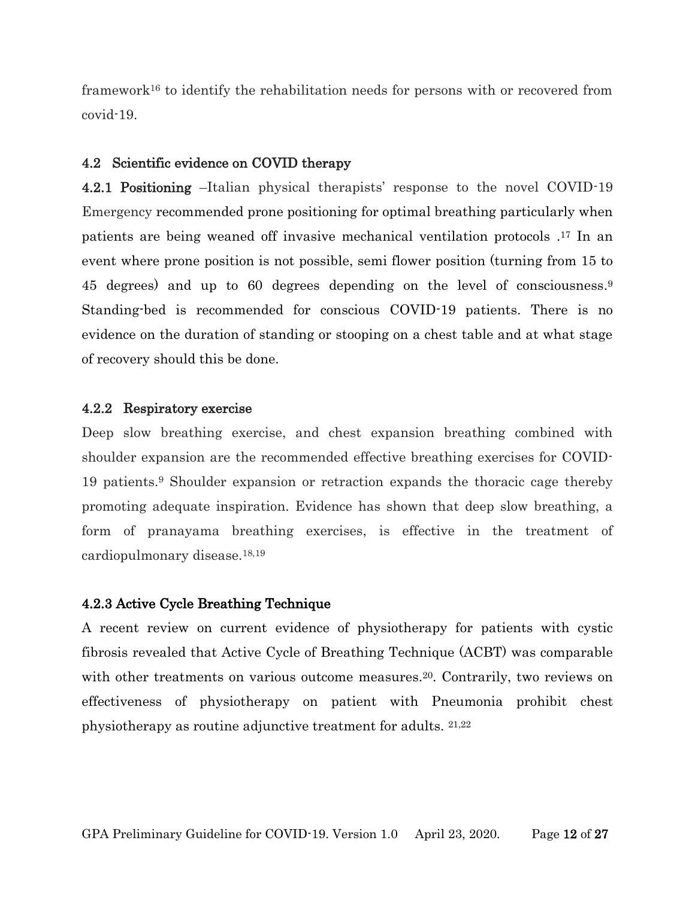framework[16] to identify the rehabilitation needs for persons with or recovered from covid-19.

### 4.2 Scientific evidence on COVID therapy

**4.2.1 Positioning** –Italian physical therapists' response to the novel COVID-19 Emergency recommended prone positioning for optimal breathing particularly when patients are being weaned off invasive mechanical ventilation protocols .[17] In an event where prone position is not possible, semi flower position (turning from 15 to 45 degrees) and up to 60 degrees depending on the level of consciousness.[9] Standing-bed is recommended for conscious COVID-19 patients. There is no evidence on the duration of standing or stooping on a chest table and at what stage of recovery should this be done.

#### 4.2.2 Respiratory exercise

Deep slow breathing exercise, and chest expansion breathing combined with shoulder expansion are the recommended effective breathing exercises for COVID-19 patients.[9] Shoulder expansion or retraction expands the thoracic cage thereby promoting adequate inspiration. Evidence has shown that deep slow breathing, a form of pranayama breathing exercises, is effective in the treatment of cardiopulmonary disease.[18,19]

#### 4.2.3 Active Cycle Breathing Technique

A recent review on current evidence of physiotherapy for patients with cystic fibrosis revealed that Active Cycle of Breathing Technique (ACBT) was comparable with other treatments on various outcome measures.[20]. Contrarily, two reviews on effectiveness of physiotherapy on patient with Pneumonia prohibit chest physiotherapy as routine adjunctive treatment for adults. [21,22]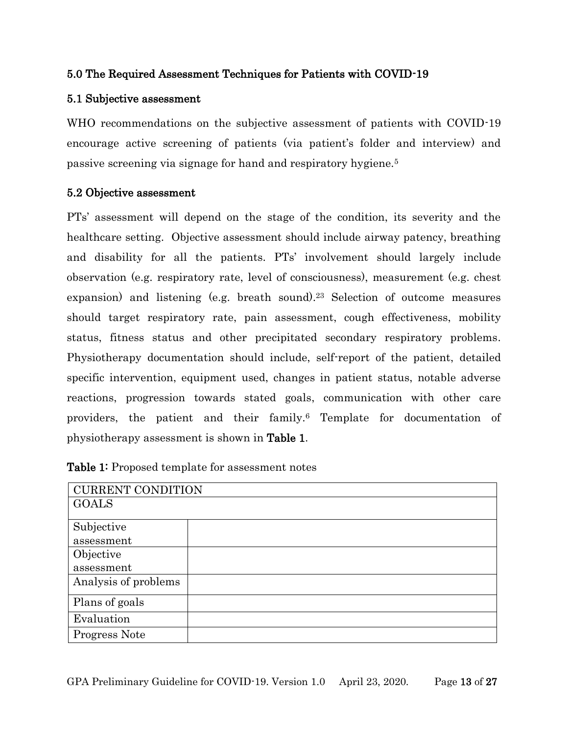## 5.0 The Required Assessment Techniques for Patients with COVID-19

### 5.1 Subjective assessment

WHO recommendations on the subjective assessment of patients with COVID-19 encourage active screening of patients (via patient's folder and interview) and passive screening via signage for hand and respiratory hygiene.[5]

### 5.2 Objective assessment

PTs' assessment will depend on the stage of the condition, its severity and the healthcare setting. Objective assessment should include airway patency, breathing and disability for all the patients. PTs' involvement should largely include observation (e.g. respiratory rate, level of consciousness), measurement (e.g. chest expansion) and listening (e.g. breath sound).[23] Selection of outcome measures should target respiratory rate, pain assessment, cough effectiveness, mobility status, fitness status and other precipitated secondary respiratory problems. Physiotherapy documentation should include, self-report of the patient, detailed specific intervention, equipment used, changes in patient status, notable adverse reactions, progression towards stated goals, communication with other care providers, the patient and their family.[6] Template for documentation of physiotherapy assessment is shown in **Table 1**.

**Table 1:** Proposed template for assessment notes

| CURRENT CONDITION | |
|---|---|
| GOALS | |
| Subjective assessment | |
| Objective assessment | |
| Analysis of problems | |
| Plans of goals | |
| Evaluation | |
| Progress Note | |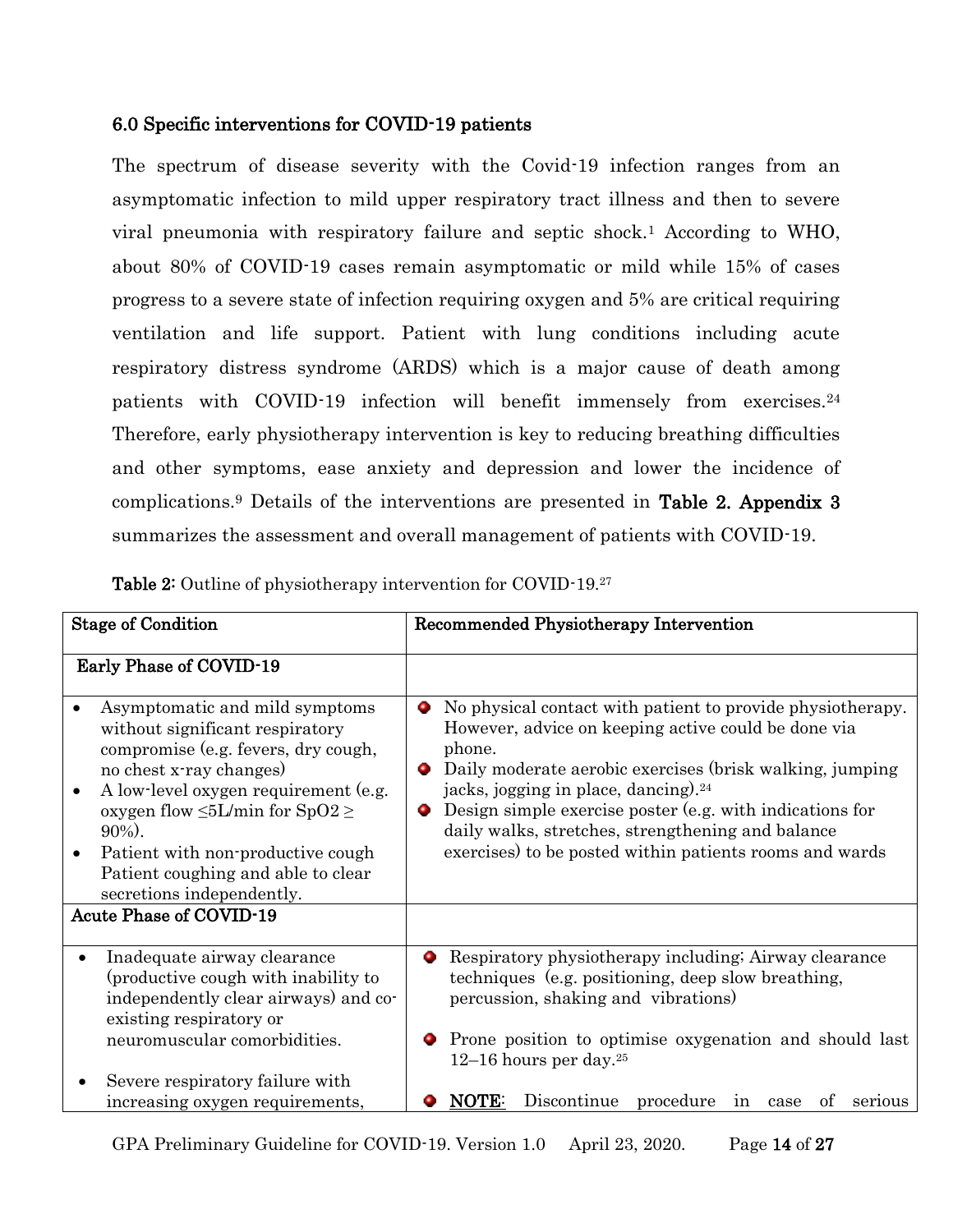### 6.0 Specific interventions for COVID-19 patients

The spectrum of disease severity with the Covid-19 infection ranges from an asymptomatic infection to mild upper respiratory tract illness and then to severe viral pneumonia with respiratory failure and septic shock.[1] According to WHO, about 80% of COVID-19 cases remain asymptomatic or mild while 15% of cases progress to a severe state of infection requiring oxygen and 5% are critical requiring ventilation and life support. Patient with lung conditions including acute respiratory distress syndrome (ARDS) which is a major cause of death among patients with COVID-19 infection will benefit immensely from exercises.[24] Therefore, early physiotherapy intervention is key to reducing breathing difficulties and other symptoms, ease anxiety and depression and lower the incidence of complications.[9] Details of the interventions are presented in **Table 2. Appendix 3** summarizes the assessment and overall management of patients with COVID-19.

**Table 2:** Outline of physiotherapy intervention for COVID-19.[27]

| Stage of Condition | Recommended Physiotherapy Intervention |
|---|---|
| **Early Phase of COVID-19** | |
| • Asymptomatic and mild symptoms without significant respiratory compromise (e.g. fevers, dry cough, no chest x-ray changes)<br>• A low-level oxygen requirement (e.g. oxygen flow ≤5L/min for SpO2 ≥ 90%).<br>• Patient with non-productive cough Patient coughing and able to clear secretions independently. | • No physical contact with patient to provide physiotherapy. However, advice on keeping active could be done via phone.<br>• Daily moderate aerobic exercises (brisk walking, jumping jacks, jogging in place, dancing).[24]<br>• Design simple exercise poster (e.g. with indications for daily walks, stretches, strengthening and balance exercises) to be posted within patients rooms and wards |
| **Acute Phase of COVID-19** | |
| • Inadequate airway clearance (productive cough with inability to independently clear airways) and co-existing respiratory or neuromuscular comorbidities.<br>• Severe respiratory failure with increasing oxygen requirements, | • Respiratory physiotherapy including; Airway clearance techniques (e.g. positioning, deep slow breathing, percussion, shaking and vibrations)<br>• Prone position to optimise oxygenation and should last 12–16 hours per day.[25]<br>• **NOTE**: Discontinue procedure in case of serious |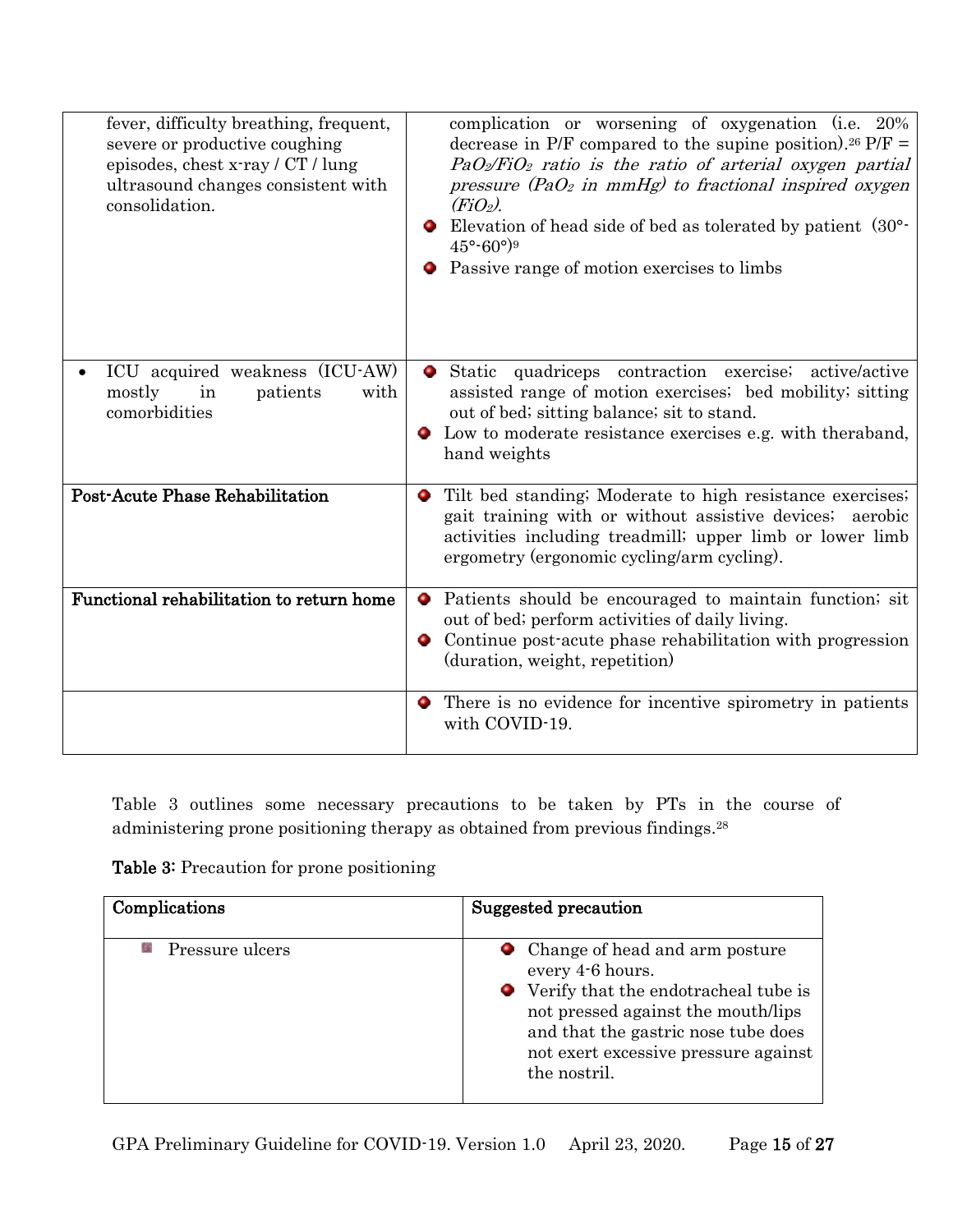| | |
|---|---|
| fever, difficulty breathing, frequent, severe or productive coughing episodes, chest x-ray / CT / lung ultrasound changes consistent with consolidation. | complication or worsening of oxygenation (i.e. 20% decrease in P/F compared to the supine position).[26] P/F = *$PaO_2/FiO_2$ ratio is the ratio of arterial oxygen partial pressure ($PaO_2$ in mmHg) to fractional inspired oxygen ($FiO_2$).*<br>• Elevation of head side of bed as tolerated by patient (30°-45°-60°)[9]<br>• Passive range of motion exercises to limbs |
| • ICU acquired weakness (ICU-AW) mostly in patients with comorbidities | • Static quadriceps contraction exercise; active/active assisted range of motion exercises; bed mobility; sitting out of bed; sitting balance; sit to stand.<br>• Low to moderate resistance exercises e.g. with theraband, hand weights |
| **Post-Acute Phase Rehabilitation** | • Tilt bed standing; Moderate to high resistance exercises; gait training with or without assistive devices; aerobic activities including treadmill; upper limb or lower limb ergometry (ergonomic cycling/arm cycling). |
| **Functional rehabilitation to return home** | • Patients should be encouraged to maintain function; sit out of bed; perform activities of daily living.<br>• Continue post-acute phase rehabilitation with progression (duration, weight, repetition) |
| | • There is no evidence for incentive spirometry in patients with COVID-19. |

Table 3 outlines some necessary precautions to be taken by PTs in the course of administering prone positioning therapy as obtained from previous findings.[28]

**Table 3:** Precaution for prone positioning

| Complications | Suggested precaution |
|---|---|
| • Pressure ulcers | • Change of head and arm posture every 4-6 hours.<br>• Verify that the endotracheal tube is not pressed against the mouth/lips and that the gastric nose tube does not exert excessive pressure against the nostril. |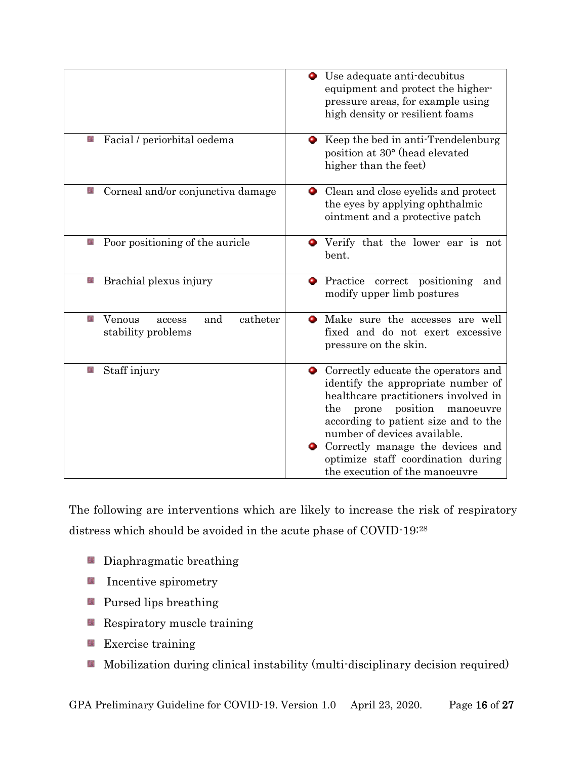| | |
|---|---|
| | • Use adequate anti-decubitus equipment and protect the higher-pressure areas, for example using high density or resilient foams |
| • Facial / periorbital oedema | • Keep the bed in anti-Trendelenburg position at 30° (head elevated higher than the feet) |
| • Corneal and/or conjunctiva damage | • Clean and close eyelids and protect the eyes by applying ophthalmic ointment and a protective patch |
| • Poor positioning of the auricle | • Verify that the lower ear is not bent. |
| • Brachial plexus injury | • Practice correct positioning and modify upper limb postures |
| • Venous access and catheter stability problems | • Make sure the accesses are well fixed and do not exert excessive pressure on the skin. |
| • Staff injury | • Correctly educate the operators and identify the appropriate number of healthcare practitioners involved in the prone position manoeuvre according to patient size and to the number of devices available.<br>• Correctly manage the devices and optimize staff coordination during the execution of the manoeuvre |

The following are interventions which are likely to increase the risk of respiratory distress which should be avoided in the acute phase of COVID-19:[28]

- Diaphragmatic breathing
- Incentive spirometry
- Pursed lips breathing
- Respiratory muscle training
- Exercise training
- Mobilization during clinical instability (multi-disciplinary decision required)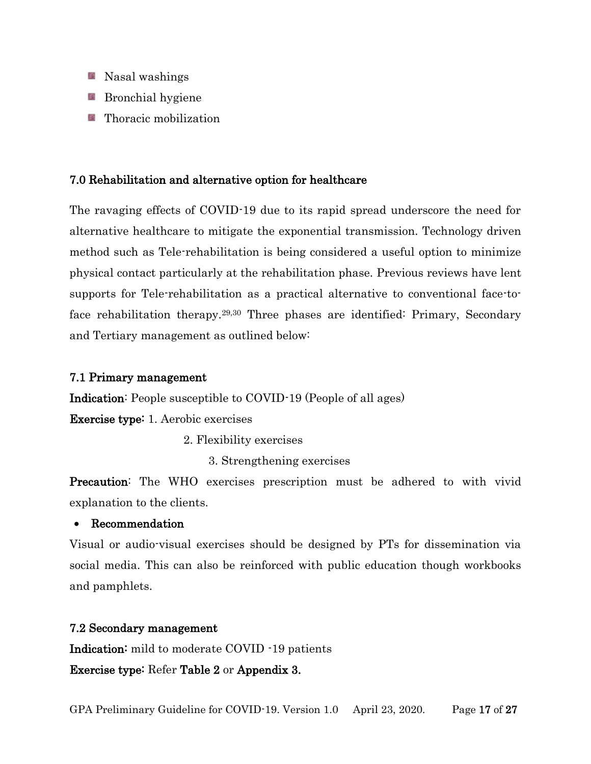- Nasal washings
- Bronchial hygiene
- Thoracic mobilization

## 7.0 Rehabilitation and alternative option for healthcare

The ravaging effects of COVID-19 due to its rapid spread underscore the need for alternative healthcare to mitigate the exponential transmission. Technology driven method such as Tele-rehabilitation is being considered a useful option to minimize physical contact particularly at the rehabilitation phase. Previous reviews have lent supports for Tele-rehabilitation as a practical alternative to conventional face-to-face rehabilitation therapy.[29,30] Three phases are identified: Primary, Secondary and Tertiary management as outlined below:

### 7.1 Primary management

**Indication**: People susceptible to COVID-19 (People of all ages)

**Exercise type:** 1. Aerobic exercises

2. Flexibility exercises

3. Strengthening exercises

**Precaution**: The WHO exercises prescription must be adhered to with vivid explanation to the clients.

- **Recommendation**

Visual or audio-visual exercises should be designed by PTs for dissemination via social media. This can also be reinforced with public education though workbooks and pamphlets.

### 7.2 Secondary management

**Indication:** mild to moderate COVID -19 patients

**Exercise type:** Refer **Table 2** or **Appendix 3.**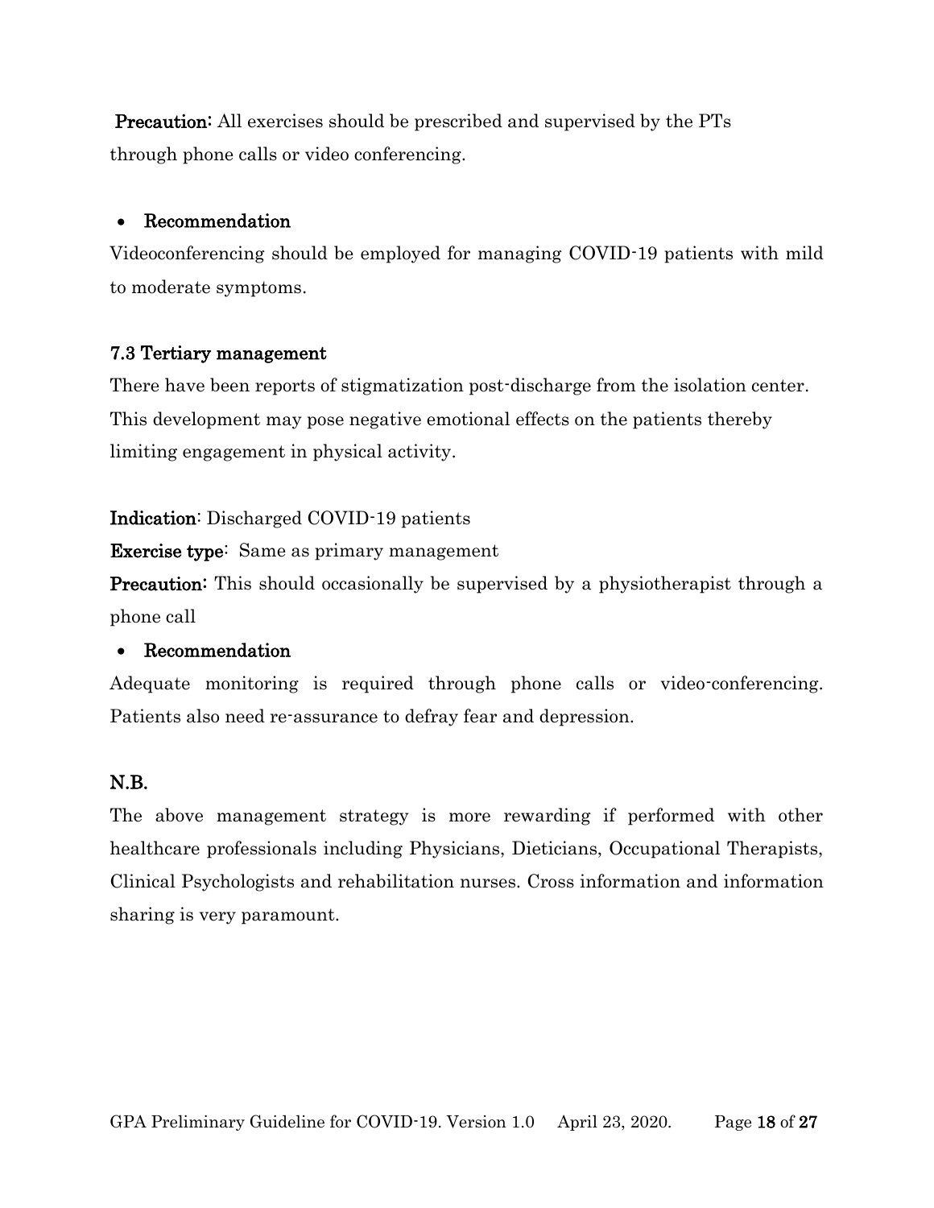**Precaution:** All exercises should be prescribed and supervised by the PTs through phone calls or video conferencing.

- **Recommendation**

Videoconferencing should be employed for managing COVID-19 patients with mild to moderate symptoms.

### 7.3 Tertiary management

There have been reports of stigmatization post-discharge from the isolation center. This development may pose negative emotional effects on the patients thereby limiting engagement in physical activity.

**Indication**: Discharged COVID-19 patients

**Exercise type**: Same as primary management

**Precaution:** This should occasionally be supervised by a physiotherapist through a phone call

- **Recommendation**

Adequate monitoring is required through phone calls or video-conferencing. Patients also need re-assurance to defray fear and depression.

**N.B.**

The above management strategy is more rewarding if performed with other healthcare professionals including Physicians, Dieticians, Occupational Therapists, Clinical Psychologists and rehabilitation nurses. Cross information and information sharing is very paramount.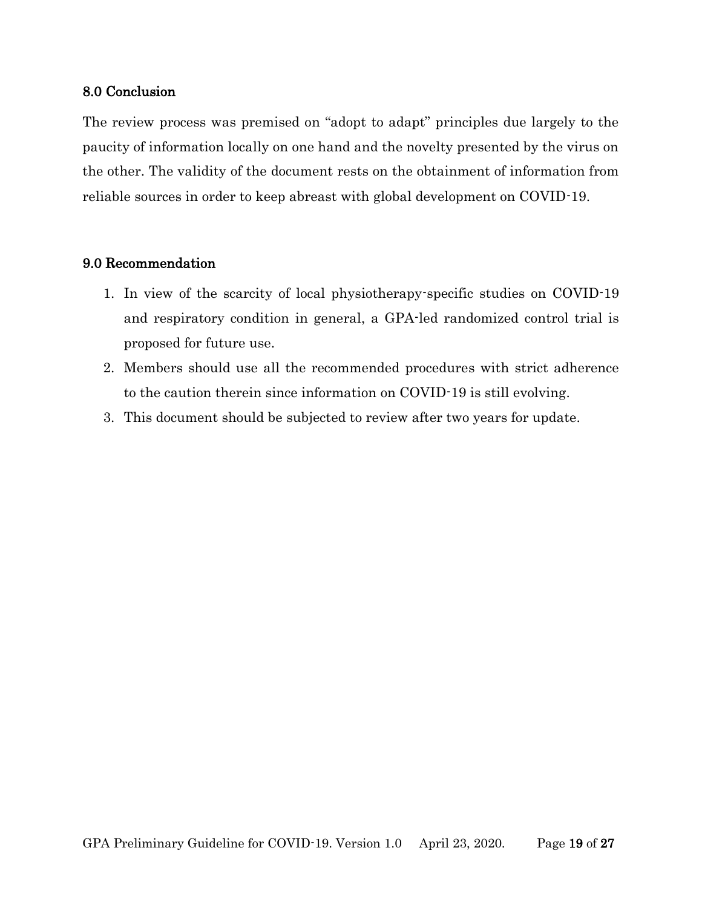## 8.0 Conclusion

The review process was premised on "adopt to adapt" principles due largely to the paucity of information locally on one hand and the novelty presented by the virus on the other. The validity of the document rests on the obtainment of information from reliable sources in order to keep abreast with global development on COVID-19.

## 9.0 Recommendation

1. In view of the scarcity of local physiotherapy-specific studies on COVID-19 and respiratory condition in general, a GPA-led randomized control trial is proposed for future use.
2. Members should use all the recommended procedures with strict adherence to the caution therein since information on COVID-19 is still evolving.
3. This document should be subjected to review after two years for update.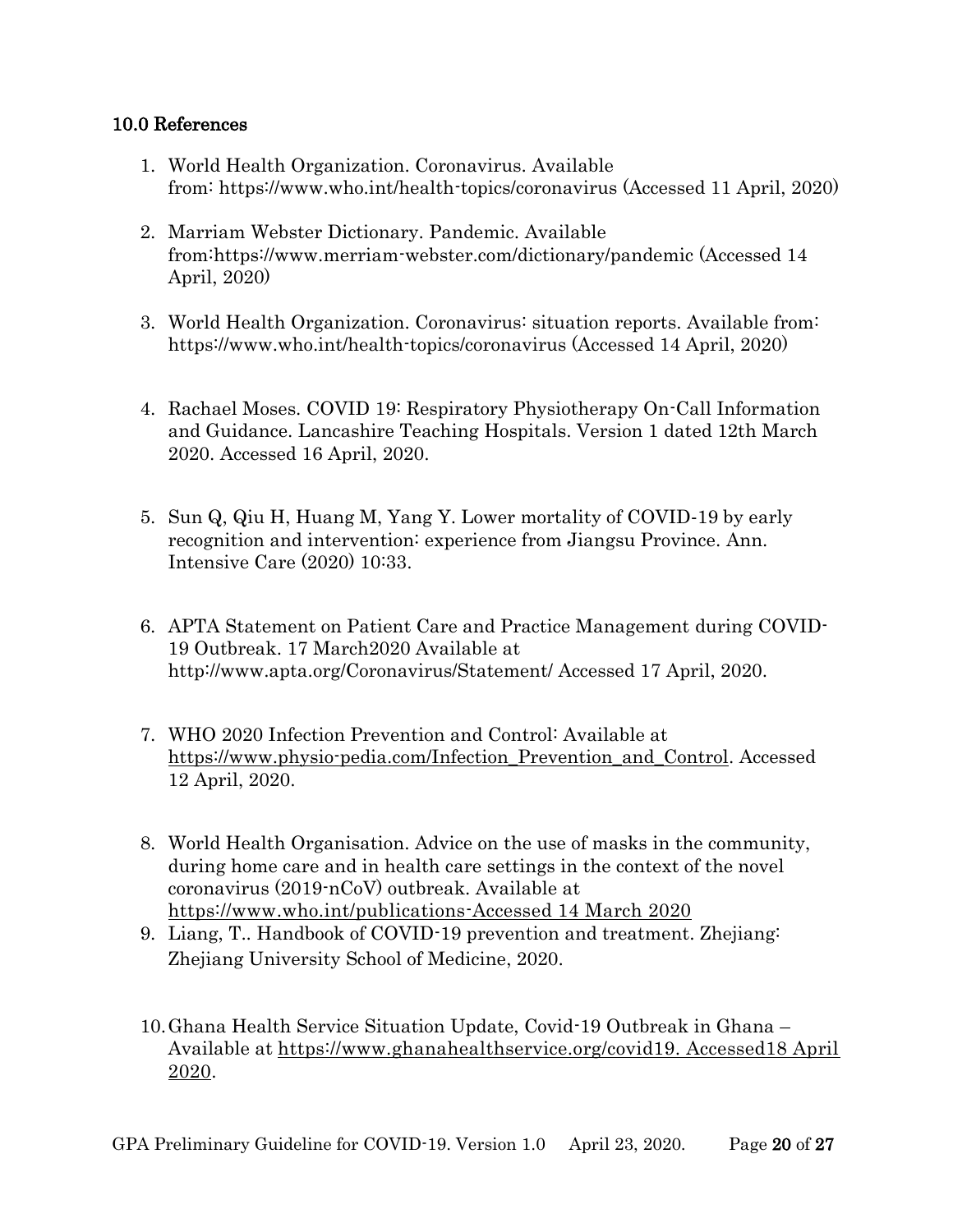## 10.0 References

1. World Health Organization. Coronavirus. Available from: https://www.who.int/health-topics/coronavirus (Accessed 11 April, 2020)

2. Marriam Webster Dictionary. Pandemic. Available from:https://www.merriam-webster.com/dictionary/pandemic (Accessed 14 April, 2020)

3. World Health Organization. Coronavirus: situation reports. Available from: https://www.who.int/health-topics/coronavirus (Accessed 14 April, 2020)

4. Rachael Moses. COVID 19: Respiratory Physiotherapy On-Call Information and Guidance. Lancashire Teaching Hospitals. Version 1 dated 12th March 2020. Accessed 16 April, 2020.

5. Sun Q, Qiu H, Huang M, Yang Y. Lower mortality of COVID-19 by early recognition and intervention: experience from Jiangsu Province. Ann. Intensive Care (2020) 10:33.

6. APTA Statement on Patient Care and Practice Management during COVID-19 Outbreak. 17 March2020 Available at http://www.apta.org/Coronavirus/Statement/ Accessed 17 April, 2020.

7. WHO 2020 Infection Prevention and Control: Available at https://www.physio-pedia.com/Infection_Prevention_and_Control. Accessed 12 April, 2020.

8. World Health Organisation. Advice on the use of masks in the community, during home care and in health care settings in the context of the novel coronavirus (2019-nCoV) outbreak. Available at https://www.who.int/publications-Accessed 14 March 2020

9. Liang, T.. Handbook of COVID-19 prevention and treatment. Zhejiang: Zhejiang University School of Medicine, 2020.

10. Ghana Health Service Situation Update, Covid-19 Outbreak in Ghana – Available at https://www.ghanahealthservice.org/covid19. Accessed18 April 2020.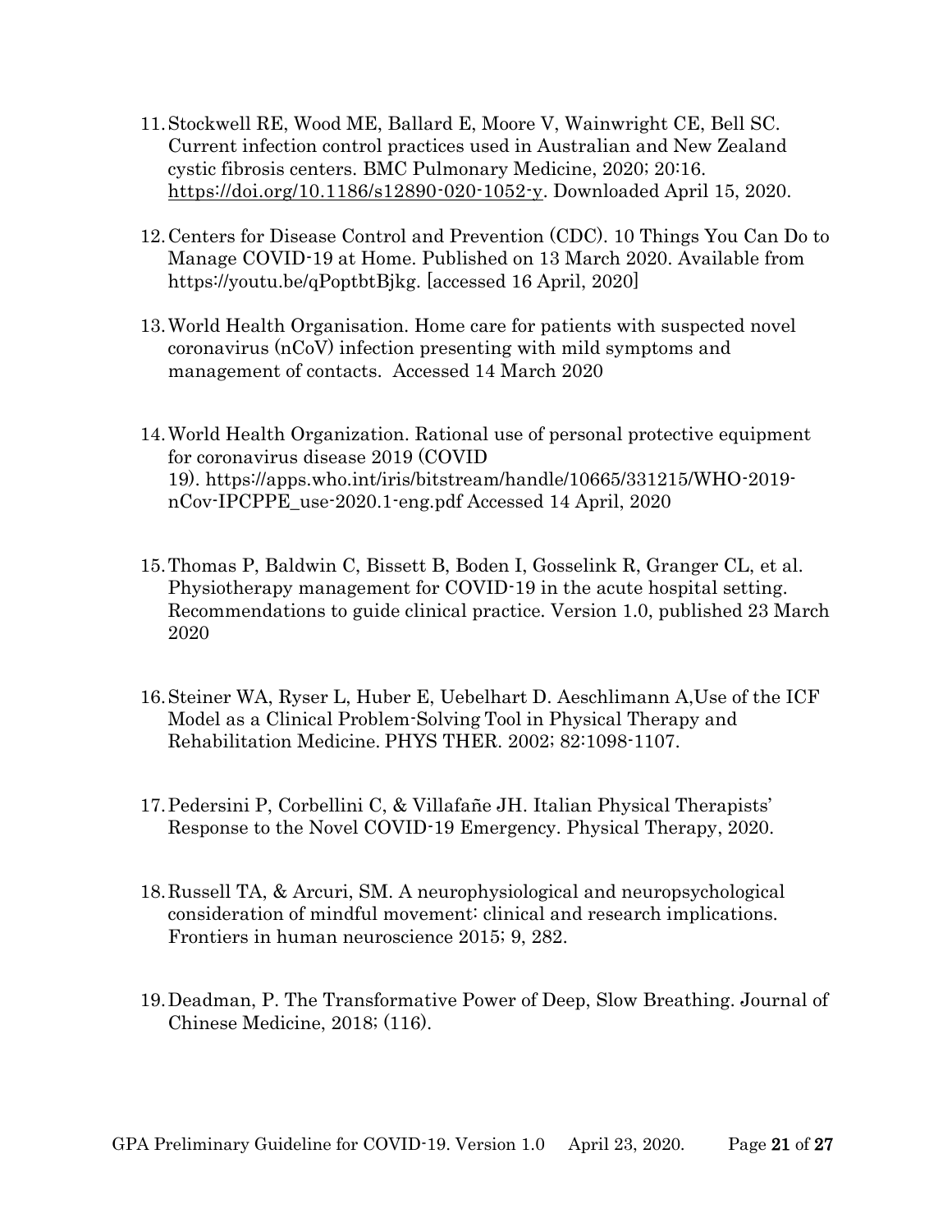11. Stockwell RE, Wood ME, Ballard E, Moore V, Wainwright CE, Bell SC. Current infection control practices used in Australian and New Zealand cystic fibrosis centers. BMC Pulmonary Medicine, 2020; 20:16. https://doi.org/10.1186/s12890-020-1052-y. Downloaded April 15, 2020.

12. Centers for Disease Control and Prevention (CDC). 10 Things You Can Do to Manage COVID-19 at Home. Published on 13 March 2020. Available from https://youtu.be/qPoptbtBjkg. [accessed 16 April, 2020]

13. World Health Organisation. Home care for patients with suspected novel coronavirus (nCoV) infection presenting with mild symptoms and management of contacts. Accessed 14 March 2020

14. World Health Organization. Rational use of personal protective equipment for coronavirus disease 2019 (COVID 19). https://apps.who.int/iris/bitstream/handle/10665/331215/WHO-2019-nCov-IPCPPE_use-2020.1-eng.pdf Accessed 14 April, 2020

15. Thomas P, Baldwin C, Bissett B, Boden I, Gosselink R, Granger CL, et al. Physiotherapy management for COVID-19 in the acute hospital setting. Recommendations to guide clinical practice. Version 1.0, published 23 March 2020

16. Steiner WA, Ryser L, Huber E, Uebelhart D. Aeschlimann A,Use of the ICF Model as a Clinical Problem-Solving Tool in Physical Therapy and Rehabilitation Medicine. PHYS THER. 2002; 82:1098-1107.

17. Pedersini P, Corbellini C, & Villafañe JH. Italian Physical Therapists' Response to the Novel COVID-19 Emergency. Physical Therapy, 2020.

18. Russell TA, & Arcuri, SM. A neurophysiological and neuropsychological consideration of mindful movement: clinical and research implications. Frontiers in human neuroscience 2015; 9, 282.

19. Deadman, P. The Transformative Power of Deep, Slow Breathing. Journal of Chinese Medicine, 2018; (116).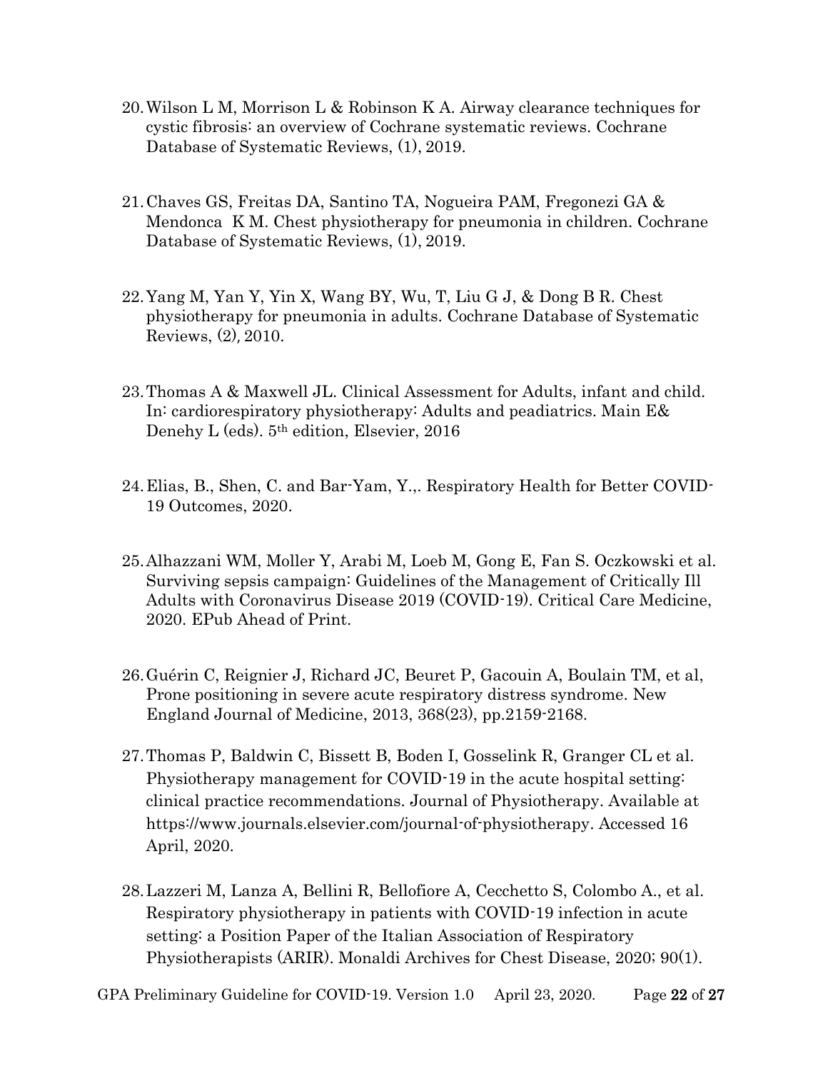20. Wilson L M, Morrison L & Robinson K A. Airway clearance techniques for cystic fibrosis: an overview of Cochrane systematic reviews. Cochrane Database of Systematic Reviews, (1), 2019.

21. Chaves GS, Freitas DA, Santino TA, Nogueira PAM, Fregonezi GA & Mendonca K M. Chest physiotherapy for pneumonia in children. Cochrane Database of Systematic Reviews, (1), 2019.

22. Yang M, Yan Y, Yin X, Wang BY, Wu, T, Liu G J, & Dong B R. Chest physiotherapy for pneumonia in adults. Cochrane Database of Systematic Reviews, (2), 2010.

23. Thomas A & Maxwell JL. Clinical Assessment for Adults, infant and child. In: cardiorespiratory physiotherapy: Adults and peadiatrics. Main E& Denehy L (eds). 5th edition, Elsevier, 2016

24. Elias, B., Shen, C. and Bar-Yam, Y.,. Respiratory Health for Better COVID-19 Outcomes, 2020.

25. Alhazzani WM, Moller Y, Arabi M, Loeb M, Gong E, Fan S. Oczkowski et al. Surviving sepsis campaign: Guidelines of the Management of Critically Ill Adults with Coronavirus Disease 2019 (COVID-19). Critical Care Medicine, 2020. EPub Ahead of Print.

26. Guérin C, Reignier J, Richard JC, Beuret P, Gacouin A, Boulain TM, et al, Prone positioning in severe acute respiratory distress syndrome. New England Journal of Medicine, 2013, 368(23), pp.2159-2168.

27. Thomas P, Baldwin C, Bissett B, Boden I, Gosselink R, Granger CL et al. Physiotherapy management for COVID-19 in the acute hospital setting: clinical practice recommendations. Journal of Physiotherapy. Available at https://www.journals.elsevier.com/journal-of-physiotherapy. Accessed 16 April, 2020.

28. Lazzeri M, Lanza A, Bellini R, Bellofiore A, Cecchetto S, Colombo A., et al. Respiratory physiotherapy in patients with COVID-19 infection in acute setting: a Position Paper of the Italian Association of Respiratory Physiotherapists (ARIR). Monaldi Archives for Chest Disease, 2020; 90(1).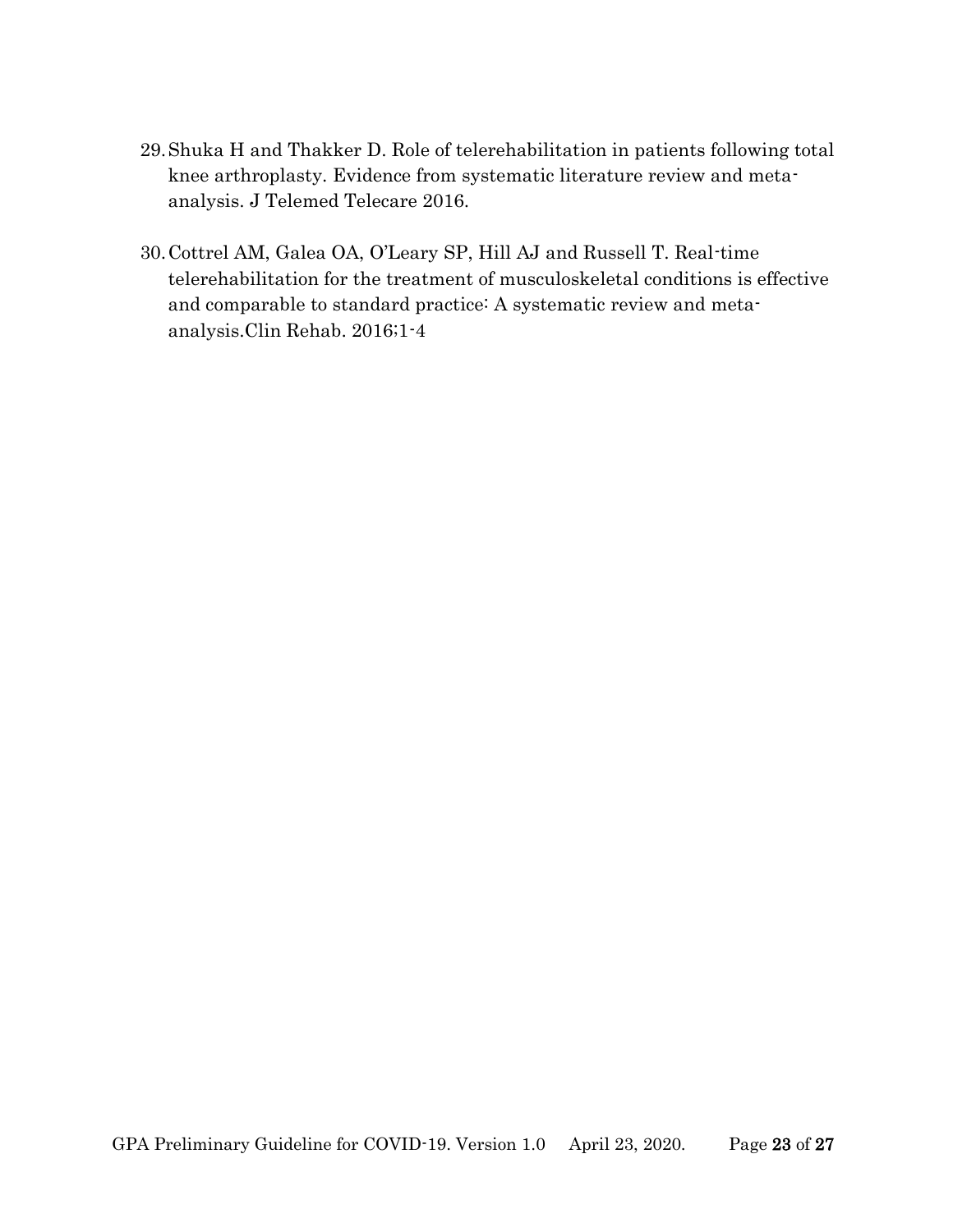29. Shuka H and Thakker D. Role of telerehabilitation in patients following total knee arthroplasty. Evidence from systematic literature review and meta-analysis. J Telemed Telecare 2016.

30. Cottrel AM, Galea OA, O'Leary SP, Hill AJ and Russell T. Real-time telerehabilitation for the treatment of musculoskeletal conditions is effective and comparable to standard practice: A systematic review and meta-analysis.Clin Rehab. 2016;1-4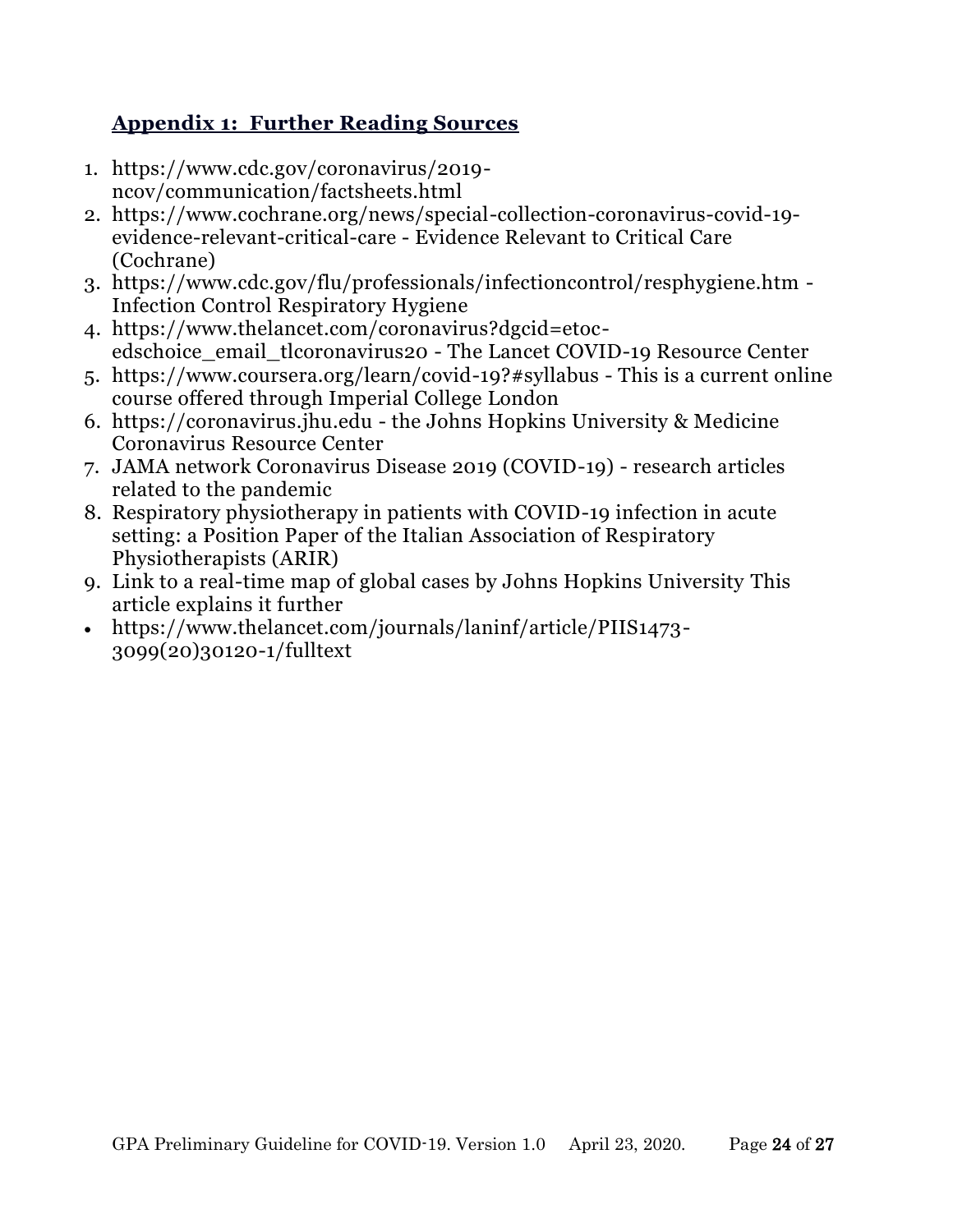## Appendix 1: Further Reading Sources

1. https://www.cdc.gov/coronavirus/2019-ncov/communication/factsheets.html
2. https://www.cochrane.org/news/special-collection-coronavirus-covid-19-evidence-relevant-critical-care - Evidence Relevant to Critical Care (Cochrane)
3. https://www.cdc.gov/flu/professionals/infectioncontrol/resphygiene.htm - Infection Control Respiratory Hygiene
4. https://www.thelancet.com/coronavirus?dgcid=etoc-edschoice_email_tlcoronavirus20 - The Lancet COVID-19 Resource Center
5. https://www.coursera.org/learn/covid-19?#syllabus - This is a current online course offered through Imperial College London
6. https://coronavirus.jhu.edu - the Johns Hopkins University & Medicine Coronavirus Resource Center
7. JAMA network Coronavirus Disease 2019 (COVID-19) - research articles related to the pandemic
8. Respiratory physiotherapy in patients with COVID-19 infection in acute setting: a Position Paper of the Italian Association of Respiratory Physiotherapists (ARIR)
9. Link to a real-time map of global cases by Johns Hopkins University This article explains it further

- https://www.thelancet.com/journals/laninf/article/PIIS1473-3099(20)30120-1/fulltext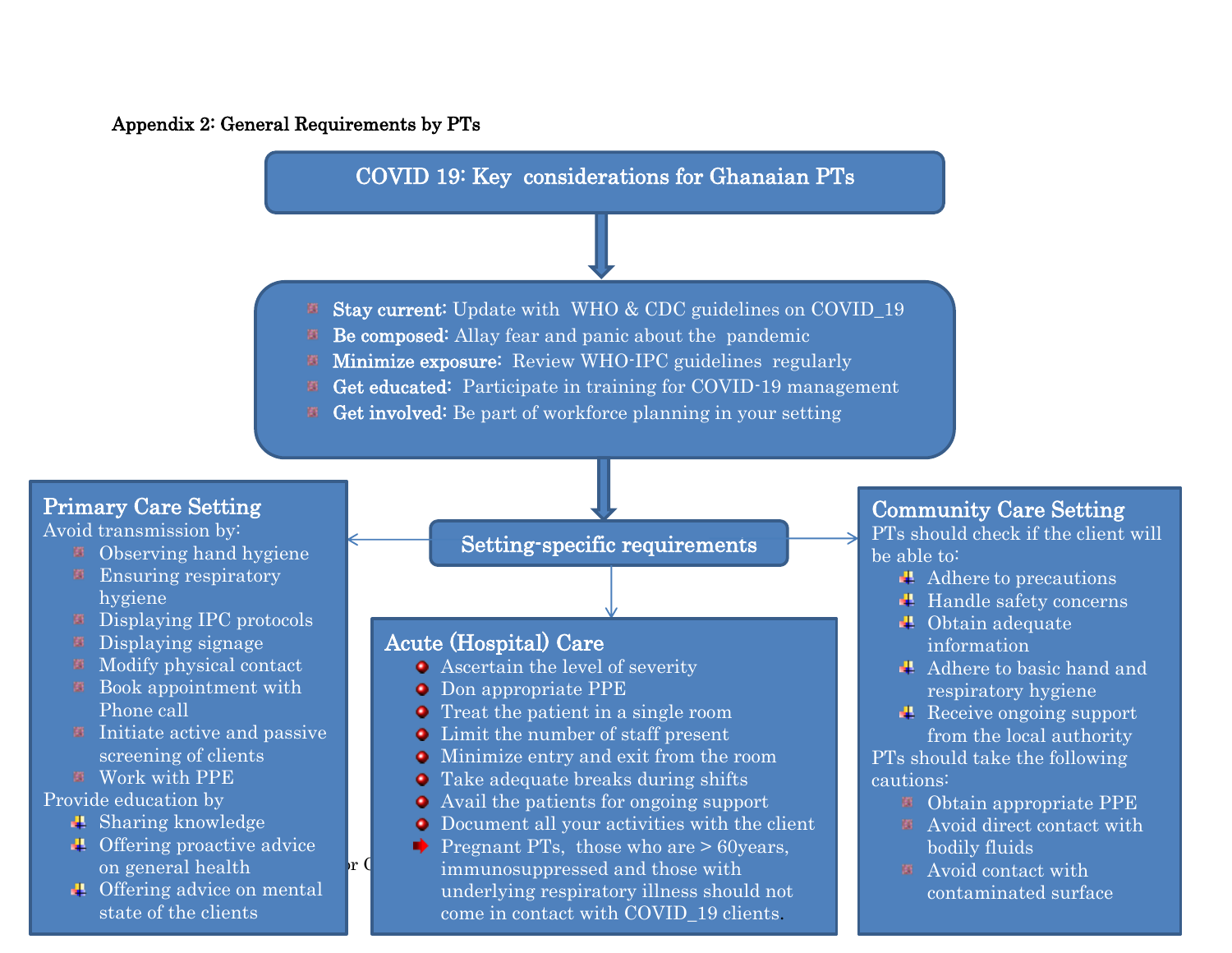**Appendix 2: General Requirements by PTs**

## COVID 19: Key considerations for Ghanaian PTs

- **Stay current:** Update with WHO & CDC guidelines on COVID_19
- **Be composed:** Allay fear and panic about the pandemic
- **Minimize exposure:** Review WHO-IPC guidelines regularly
- **Get educated:** Participate in training for COVID-19 management
- **Get involved:** Be part of workforce planning in your setting

### Setting-specific requirements

#### Primary Care Setting

Avoid transmission by:

- Observing hand hygiene
- Ensuring respiratory hygiene
- Displaying IPC protocols
- Displaying signage
- Modify physical contact
- Book appointment with Phone call
- Initiate active and passive screening of clients
- Work with PPE

Provide education by

- Sharing knowledge
- Offering proactive advice on general health
- Offering advice on mental state of the clients

#### Acute (Hospital) Care

- Ascertain the level of severity
- Don appropriate PPE
- Treat the patient in a single room
- Limit the number of staff present
- Minimize entry and exit from the room
- Take adequate breaks during shifts
- Avail the patients for ongoing support
- Document all your activities with the client
- Pregnant PTs, those who are > 60years, immunosuppressed and those with underlying respiratory illness should not come in contact with COVID_19 clients.

#### Community Care Setting

PTs should check if the client will be able to:

- Adhere to precautions
- Handle safety concerns
- Obtain adequate information
- Adhere to basic hand and respiratory hygiene
- Receive ongoing support from the local authority

PTs should take the following cautions:

- Obtain appropriate PPE
- Avoid direct contact with bodily fluids
- Avoid contact with contaminated surface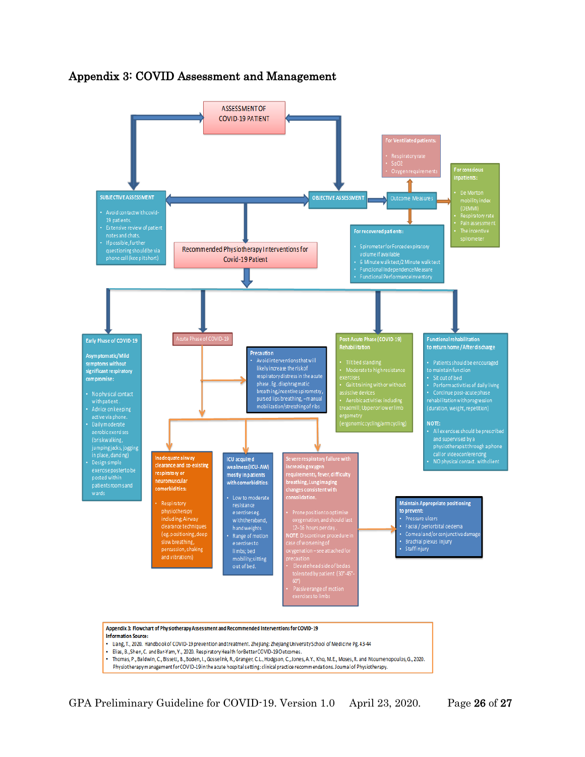# Appendix 3: COVID Assessment and Management

**ASSESSMENT OF COVID-19 PATIENT**

**SUBJECTIVE ASSESSMENT**

- Avoid contact with covid-19 patients.
- Extensive review of patient notes and chats.
- If possible, further questioning should be via phone call (keep it short)

**OBJECTIVE ASSESSMENT** → **Outcome Measures**

**For Ventilated patients:**

- Respiratory rate
- SpO2
- Oxygen requirements

**For conscious inpatients:**

- De Morton mobility index (DEMMI)
- Respiratory rate
- Pain assessment
- The incentive spirometer

**For recovered patients:**

- Spirometer for Forced expiratory volume if available
- 6 Minute walk test/2 Minute walk test
- Functional Independence Measure
- Functional Performance Inventory

**Recommended Physiotherapy Interventions for Covid-19 Patient**

**Early Phase of COVID-19**

Asymptomatic/Mild symptoms without significant respiratory compromise:

- No physical contact with patient.
- Advice on keeping active via phone.
- Daily moderate aerobic exercises (brisk walking, jumping jacks, jogging in place, dancing)
- Design simple exercise poster to be posted within patients room sand wards

**Acute Phase of COVID-19**

**Precaution**

- Avoid interventions that will likely increase the risk of respiratory distress in the acute phase. Eg. diaphragmatic breathing, incentive spirometry, pursed lips breathing, – manual mobilization/stretching of ribs

**Inadequate airway clearance and co-existing respiratory or neuromuscular comorbidities:**

- Respiratory physiotherapy including: Airway clearance techniques (eg. positioning, deep slow breathing, percussion, shaking and vibrations)

**ICU acquired weakness (ICU-AW) mostly in patients with comorbidities:**

- Low to moderate resistance exercises eg. with theraband, hand weights
- Range of motion exercises to limbs; bed mobility; sitting out of bed.

**Severe respiratory failure with increasing oxygen requirements, fever, difficulty breathing, Lung imaging changes consistent with consolidation.**

- Prone position to optimise oxygenation, and should last 12–16 hours per day.

NOTE: Discontinue procedure in case of worsening of oxygenation – see attached for precaution

- Elevate head side of bed as tolerated by patient (30°-45°-60°)
- Passive range of motion exercises to limbs

**Maintain Appropriate positioning to prevent:**

- Pressure ulcers
- Facial / periorbital oedema
- Corneal and/or conjunctiva damage
- Brachial plexus injury
- Staff injury

**Post Acute Phase (COVID-19) Rehabilitation**

- Tilt bed standing
- Moderate to high resistance exercises
- Gait training with or without assistive devices
- Aerobic activities including treadmill; Upper or lower limb ergometry (ergonomic cycling/arm cycling)

**Functional rehabilitation to return home / After discharge**

- Patients should be encouraged to maintain function
- Sit out of bed
- Perform activities of daily living
- Continue post-acute phase rehabilitation with progression (duration, weight, repetition)

NOTE:

- All exercises should be prescribed and supervised by a physiotherapist through a phone call or video conferencing
- NO physical contact with client

**Appendix 3: Flowchart of Physiotherapy Assessment and Recommended Interventions for COVID-19**

**Information Source:**

- Liang, T., 2020. Handbook of COVID-19 prevention and treatment. Zhejiang: Zhejiang University School of Medicine Pg. 43-44
- Elias, B., Shen, C. and Bar-Yam, Y., 2020. Respiratory Health for Better COVID-19 Outcomes.
- Thomas, P., Baldwin, C., Bissett, B., Boden, I., Gosselink, R., Granger, C.L., Hodgson, C., Jones, A.Y., Kho, M.E., Moses, R. and Ntoumenopoulos, G., 2020. Physiotherapy management for COVID-19 in the acute hospital setting: clinical practice recommendations. Journal of Physiotherapy.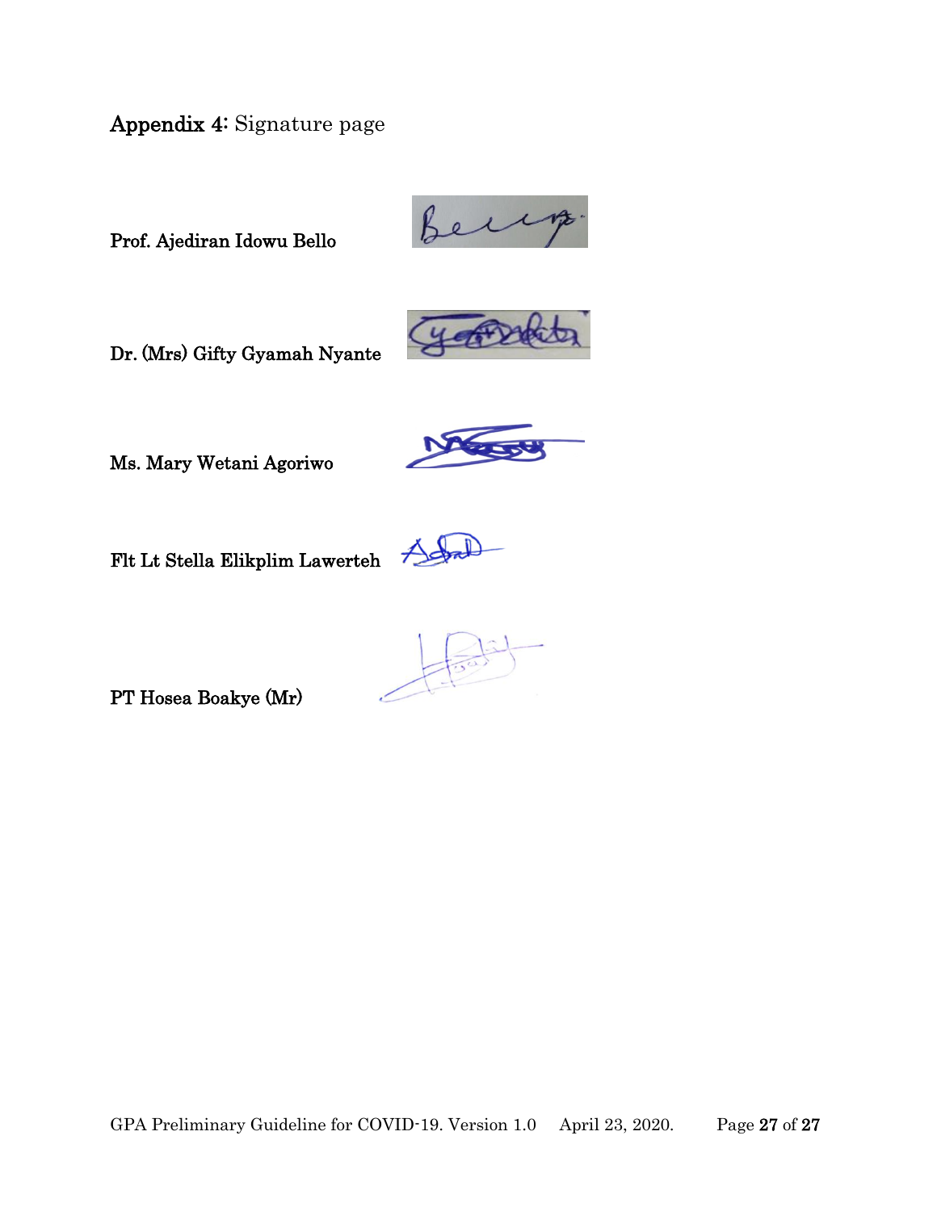**Appendix 4:** Signature page

**Prof. Ajediran Idowu Bello**

**Dr. (Mrs) Gifty Gyamah Nyante**

**Ms. Mary Wetani Agoriwo**

**Flt Lt Stella Elikplim Lawerteh**

**PT Hosea Boakye (Mr)**